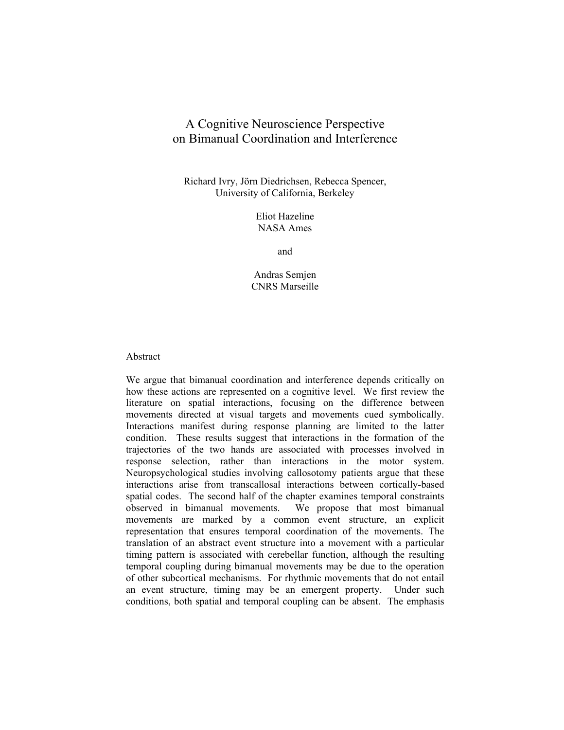# A Cognitive Neuroscience Perspective on Bimanual Coordination and Interference

Richard Ivry, Jörn Diedrichsen, Rebecca Spencer,
University of California, Berkeley

Eliot Hazeline
NASA Ames

and

Andras Semjen
CNRS Marseille

## Abstract

We argue that bimanual coordination and interference depends critically on how these actions are represented on a cognitive level. We first review the literature on spatial interactions, focusing on the difference between movements directed at visual targets and movements cued symbolically. Interactions manifest during response planning are limited to the latter condition. These results suggest that interactions in the formation of the trajectories of the two hands are associated with processes involved in response selection, rather than interactions in the motor system. Neuropsychological studies involving callosotomy patients argue that these interactions arise from transcallosal interactions between cortically-based spatial codes. The second half of the chapter examines temporal constraints observed in bimanual movements. We propose that most bimanual movements are marked by a common event structure, an explicit representation that ensures temporal coordination of the movements. The translation of an abstract event structure into a movement with a particular timing pattern is associated with cerebellar function, although the resulting temporal coupling during bimanual movements may be due to the operation of other subcortical mechanisms. For rhythmic movements that do not entail an event structure, timing may be an emergent property. Under such conditions, both spatial and temporal coupling can be absent. The emphasis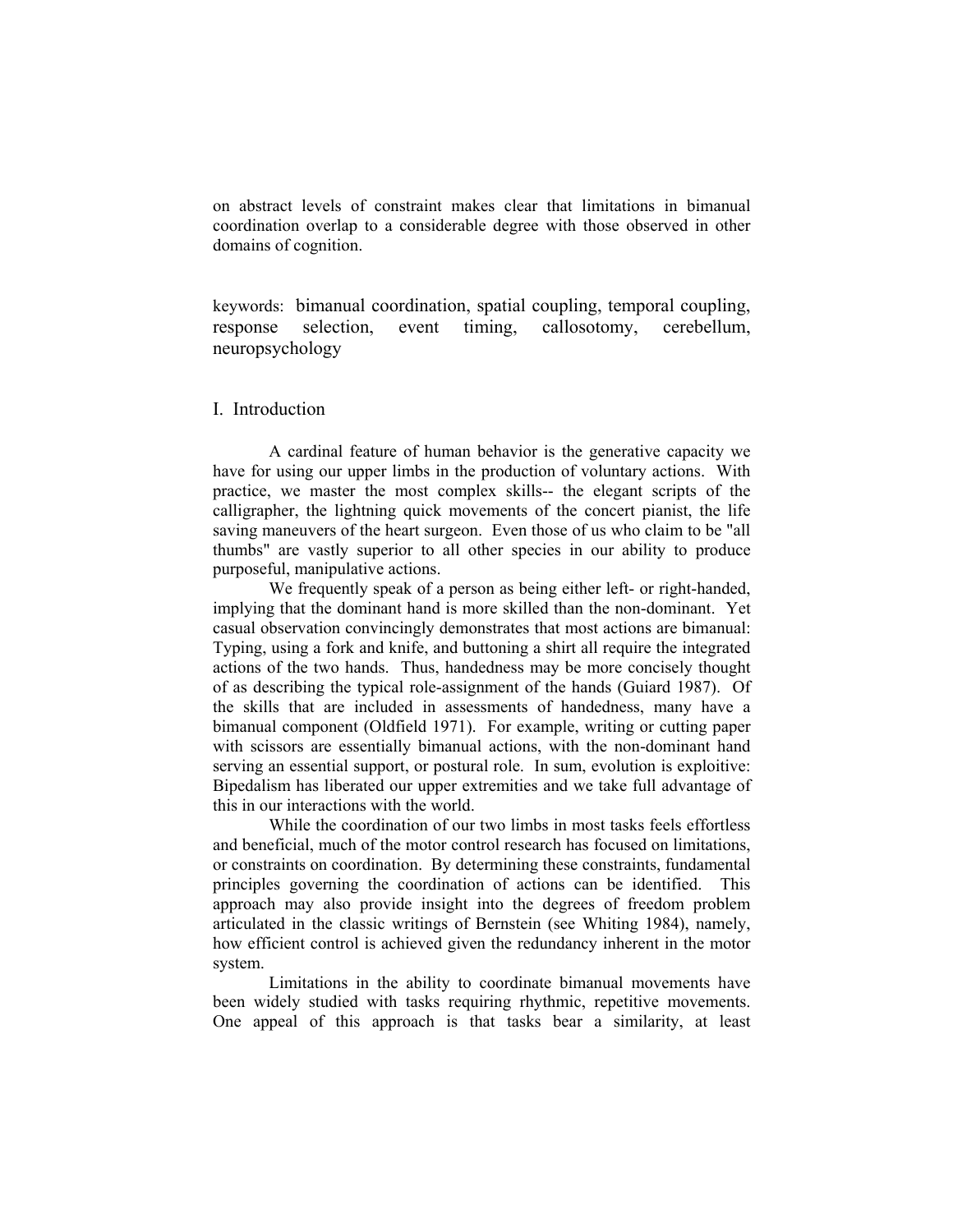on abstract levels of constraint makes clear that limitations in bimanual coordination overlap to a considerable degree with those observed in other domains of cognition.

keywords: bimanual coordination, spatial coupling, temporal coupling, response selection, event timing, callosotomy, cerebellum, neuropsychology

## I. Introduction

A cardinal feature of human behavior is the generative capacity we have for using our upper limbs in the production of voluntary actions. With practice, we master the most complex skills-- the elegant scripts of the calligrapher, the lightning quick movements of the concert pianist, the life saving maneuvers of the heart surgeon. Even those of us who claim to be "all thumbs" are vastly superior to all other species in our ability to produce purposeful, manipulative actions.

We frequently speak of a person as being either left- or right-handed, implying that the dominant hand is more skilled than the non-dominant. Yet casual observation convincingly demonstrates that most actions are bimanual: Typing, using a fork and knife, and buttoning a shirt all require the integrated actions of the two hands. Thus, handedness may be more concisely thought of as describing the typical role-assignment of the hands (Guiard 1987). Of the skills that are included in assessments of handedness, many have a bimanual component (Oldfield 1971). For example, writing or cutting paper with scissors are essentially bimanual actions, with the non-dominant hand serving an essential support, or postural role. In sum, evolution is exploitive: Bipedalism has liberated our upper extremities and we take full advantage of this in our interactions with the world.

While the coordination of our two limbs in most tasks feels effortless and beneficial, much of the motor control research has focused on limitations, or constraints on coordination. By determining these constraints, fundamental principles governing the coordination of actions can be identified. This approach may also provide insight into the degrees of freedom problem articulated in the classic writings of Bernstein (see Whiting 1984), namely, how efficient control is achieved given the redundancy inherent in the motor system.

Limitations in the ability to coordinate bimanual movements have been widely studied with tasks requiring rhythmic, repetitive movements. One appeal of this approach is that tasks bear a similarity, at least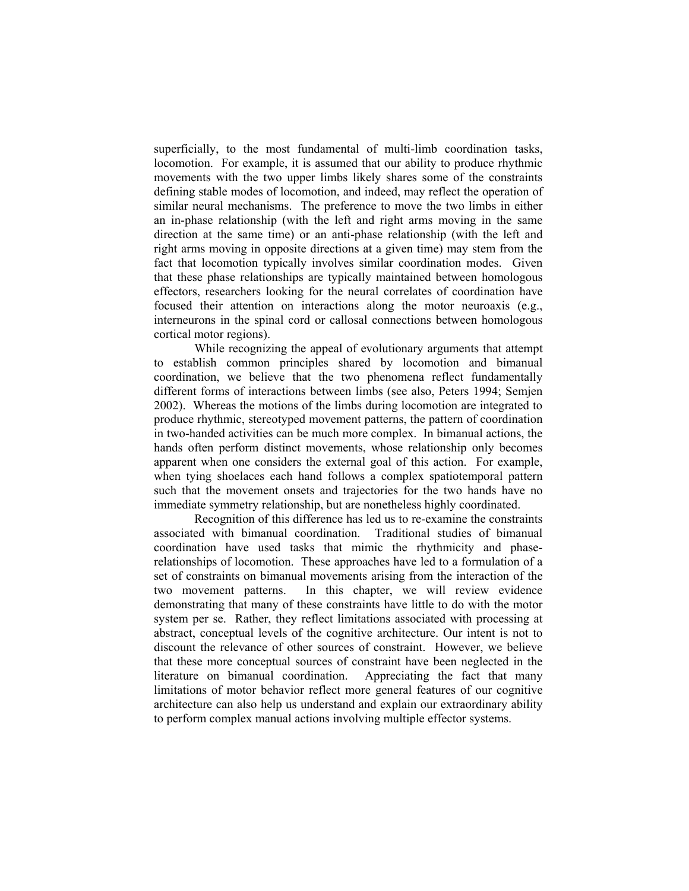superficially, to the most fundamental of multi-limb coordination tasks, locomotion. For example, it is assumed that our ability to produce rhythmic movements with the two upper limbs likely shares some of the constraints defining stable modes of locomotion, and indeed, may reflect the operation of similar neural mechanisms. The preference to move the two limbs in either an in-phase relationship (with the left and right arms moving in the same direction at the same time) or an anti-phase relationship (with the left and right arms moving in opposite directions at a given time) may stem from the fact that locomotion typically involves similar coordination modes. Given that these phase relationships are typically maintained between homologous effectors, researchers looking for the neural correlates of coordination have focused their attention on interactions along the motor neuroaxis (e.g., interneurons in the spinal cord or callosal connections between homologous cortical motor regions).

While recognizing the appeal of evolutionary arguments that attempt to establish common principles shared by locomotion and bimanual coordination, we believe that the two phenomena reflect fundamentally different forms of interactions between limbs (see also, Peters 1994; Semjen 2002). Whereas the motions of the limbs during locomotion are integrated to produce rhythmic, stereotyped movement patterns, the pattern of coordination in two-handed activities can be much more complex. In bimanual actions, the hands often perform distinct movements, whose relationship only becomes apparent when one considers the external goal of this action. For example, when tying shoelaces each hand follows a complex spatiotemporal pattern such that the movement onsets and trajectories for the two hands have no immediate symmetry relationship, but are nonetheless highly coordinated.

Recognition of this difference has led us to re-examine the constraints associated with bimanual coordination. Traditional studies of bimanual coordination have used tasks that mimic the rhythmicity and phase-relationships of locomotion. These approaches have led to a formulation of a set of constraints on bimanual movements arising from the interaction of the two movement patterns. In this chapter, we will review evidence demonstrating that many of these constraints have little to do with the motor system per se. Rather, they reflect limitations associated with processing at abstract, conceptual levels of the cognitive architecture. Our intent is not to discount the relevance of other sources of constraint. However, we believe that these more conceptual sources of constraint have been neglected in the literature on bimanual coordination. Appreciating the fact that many limitations of motor behavior reflect more general features of our cognitive architecture can also help us understand and explain our extraordinary ability to perform complex manual actions involving multiple effector systems.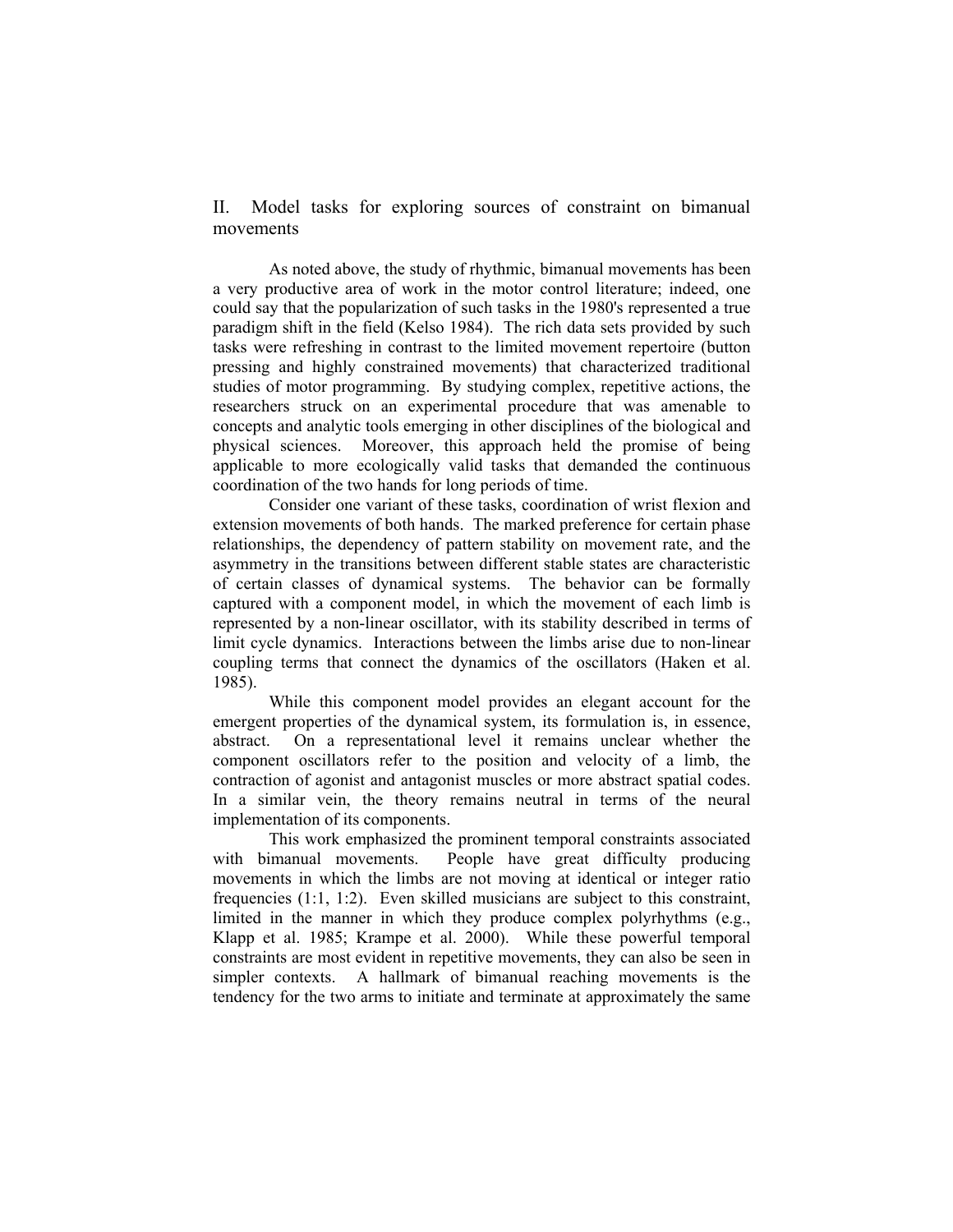## II. Model tasks for exploring sources of constraint on bimanual movements

As noted above, the study of rhythmic, bimanual movements has been a very productive area of work in the motor control literature; indeed, one could say that the popularization of such tasks in the 1980's represented a true paradigm shift in the field (Kelso 1984). The rich data sets provided by such tasks were refreshing in contrast to the limited movement repertoire (button pressing and highly constrained movements) that characterized traditional studies of motor programming. By studying complex, repetitive actions, the researchers struck on an experimental procedure that was amenable to concepts and analytic tools emerging in other disciplines of the biological and physical sciences. Moreover, this approach held the promise of being applicable to more ecologically valid tasks that demanded the continuous coordination of the two hands for long periods of time.

Consider one variant of these tasks, coordination of wrist flexion and extension movements of both hands. The marked preference for certain phase relationships, the dependency of pattern stability on movement rate, and the asymmetry in the transitions between different stable states are characteristic of certain classes of dynamical systems. The behavior can be formally captured with a component model, in which the movement of each limb is represented by a non-linear oscillator, with its stability described in terms of limit cycle dynamics. Interactions between the limbs arise due to non-linear coupling terms that connect the dynamics of the oscillators (Haken et al. 1985).

While this component model provides an elegant account for the emergent properties of the dynamical system, its formulation is, in essence, abstract. On a representational level it remains unclear whether the component oscillators refer to the position and velocity of a limb, the contraction of agonist and antagonist muscles or more abstract spatial codes. In a similar vein, the theory remains neutral in terms of the neural implementation of its components.

This work emphasized the prominent temporal constraints associated with bimanual movements. People have great difficulty producing movements in which the limbs are not moving at identical or integer ratio frequencies (1:1, 1:2). Even skilled musicians are subject to this constraint, limited in the manner in which they produce complex polyrhythms (e.g., Klapp et al. 1985; Krampe et al. 2000). While these powerful temporal constraints are most evident in repetitive movements, they can also be seen in simpler contexts. A hallmark of bimanual reaching movements is the tendency for the two arms to initiate and terminate at approximately the same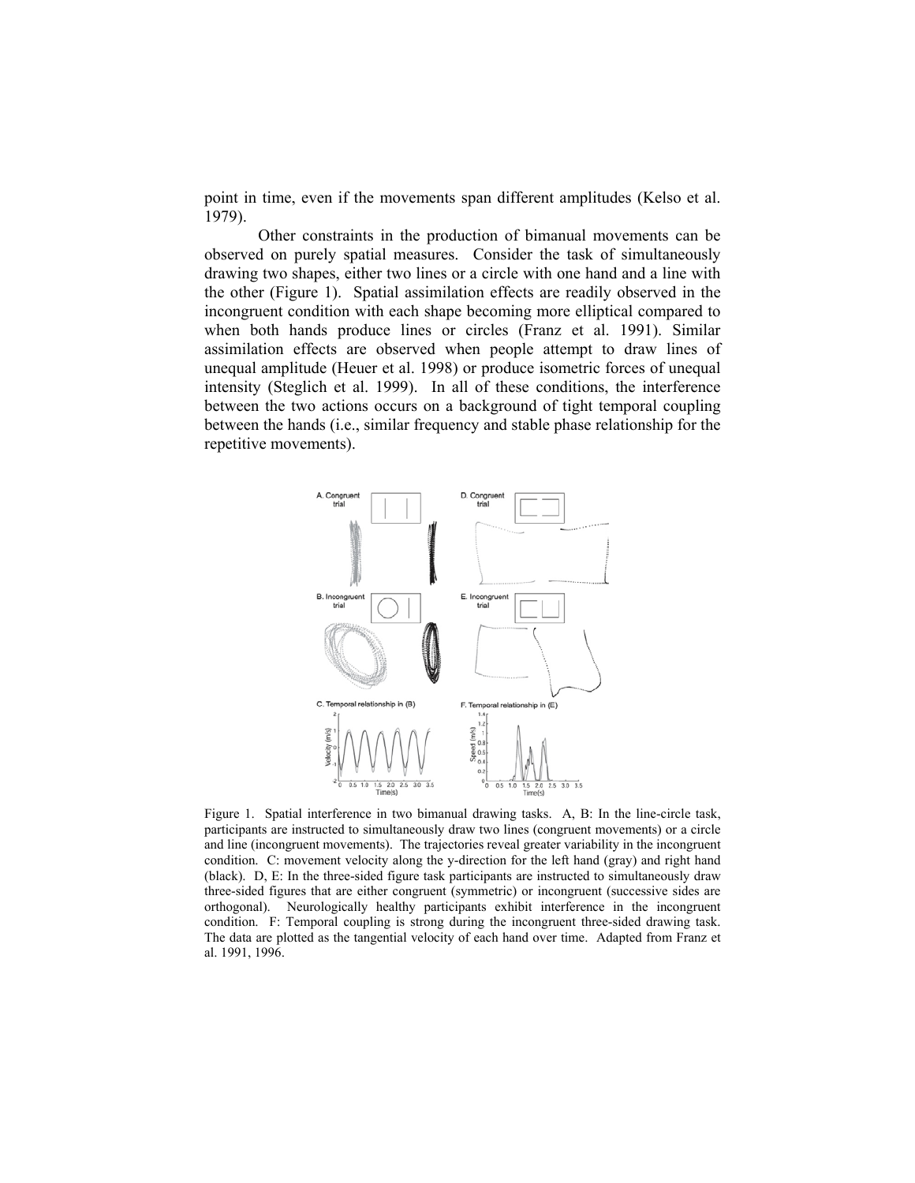point in time, even if the movements span different amplitudes (Kelso et al. 1979).

Other constraints in the production of bimanual movements can be observed on purely spatial measures. Consider the task of simultaneously drawing two shapes, either two lines or a circle with one hand and a line with the other (Figure 1). Spatial assimilation effects are readily observed in the incongruent condition with each shape becoming more elliptical compared to when both hands produce lines or circles (Franz et al. 1991). Similar assimilation effects are observed when people attempt to draw lines of unequal amplitude (Heuer et al. 1998) or produce isometric forces of unequal intensity (Steglich et al. 1999). In all of these conditions, the interference between the two actions occurs on a background of tight temporal coupling between the hands (i.e., similar frequency and stable phase relationship for the repetitive movements).

Figure 1. Spatial interference in two bimanual drawing tasks. A, B: In the line-circle task, participants are instructed to simultaneously draw two lines (congruent movements) or a circle and line (incongruent movements). The trajectories reveal greater variability in the incongruent condition. C: movement velocity along the y-direction for the left hand (gray) and right hand (black). D, E: In the three-sided figure task participants are instructed to simultaneously draw three-sided figures that are either congruent (symmetric) or incongruent (successive sides are orthogonal). Neurologically healthy participants exhibit interference in the incongruent condition. F: Temporal coupling is strong during the incongruent three-sided drawing task. The data are plotted as the tangential velocity of each hand over time. Adapted from Franz et al. 1991, 1996.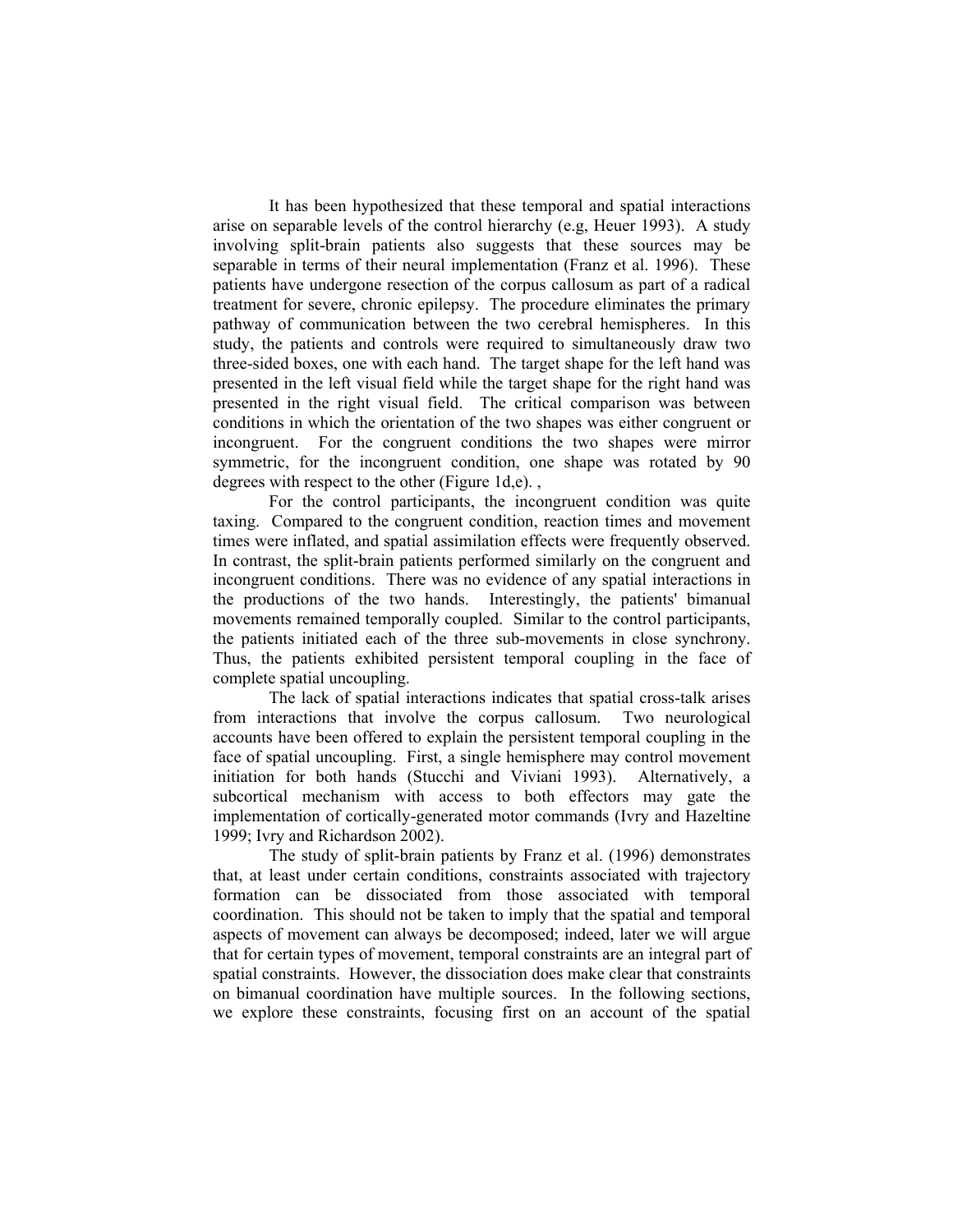It has been hypothesized that these temporal and spatial interactions arise on separable levels of the control hierarchy (e.g, Heuer 1993). A study involving split-brain patients also suggests that these sources may be separable in terms of their neural implementation (Franz et al. 1996). These patients have undergone resection of the corpus callosum as part of a radical treatment for severe, chronic epilepsy. The procedure eliminates the primary pathway of communication between the two cerebral hemispheres. In this study, the patients and controls were required to simultaneously draw two three-sided boxes, one with each hand. The target shape for the left hand was presented in the left visual field while the target shape for the right hand was presented in the right visual field. The critical comparison was between conditions in which the orientation of the two shapes was either congruent or incongruent. For the congruent conditions the two shapes were mirror symmetric, for the incongruent condition, one shape was rotated by 90 degrees with respect to the other (Figure 1d,e). ,

For the control participants, the incongruent condition was quite taxing. Compared to the congruent condition, reaction times and movement times were inflated, and spatial assimilation effects were frequently observed. In contrast, the split-brain patients performed similarly on the congruent and incongruent conditions. There was no evidence of any spatial interactions in the productions of the two hands. Interestingly, the patients' bimanual movements remained temporally coupled. Similar to the control participants, the patients initiated each of the three sub-movements in close synchrony. Thus, the patients exhibited persistent temporal coupling in the face of complete spatial uncoupling.

The lack of spatial interactions indicates that spatial cross-talk arises from interactions that involve the corpus callosum. Two neurological accounts have been offered to explain the persistent temporal coupling in the face of spatial uncoupling. First, a single hemisphere may control movement initiation for both hands (Stucchi and Viviani 1993). Alternatively, a subcortical mechanism with access to both effectors may gate the implementation of cortically-generated motor commands (Ivry and Hazeltine 1999; Ivry and Richardson 2002).

The study of split-brain patients by Franz et al. (1996) demonstrates that, at least under certain conditions, constraints associated with trajectory formation can be dissociated from those associated with temporal coordination. This should not be taken to imply that the spatial and temporal aspects of movement can always be decomposed; indeed, later we will argue that for certain types of movement, temporal constraints are an integral part of spatial constraints. However, the dissociation does make clear that constraints on bimanual coordination have multiple sources. In the following sections, we explore these constraints, focusing first on an account of the spatial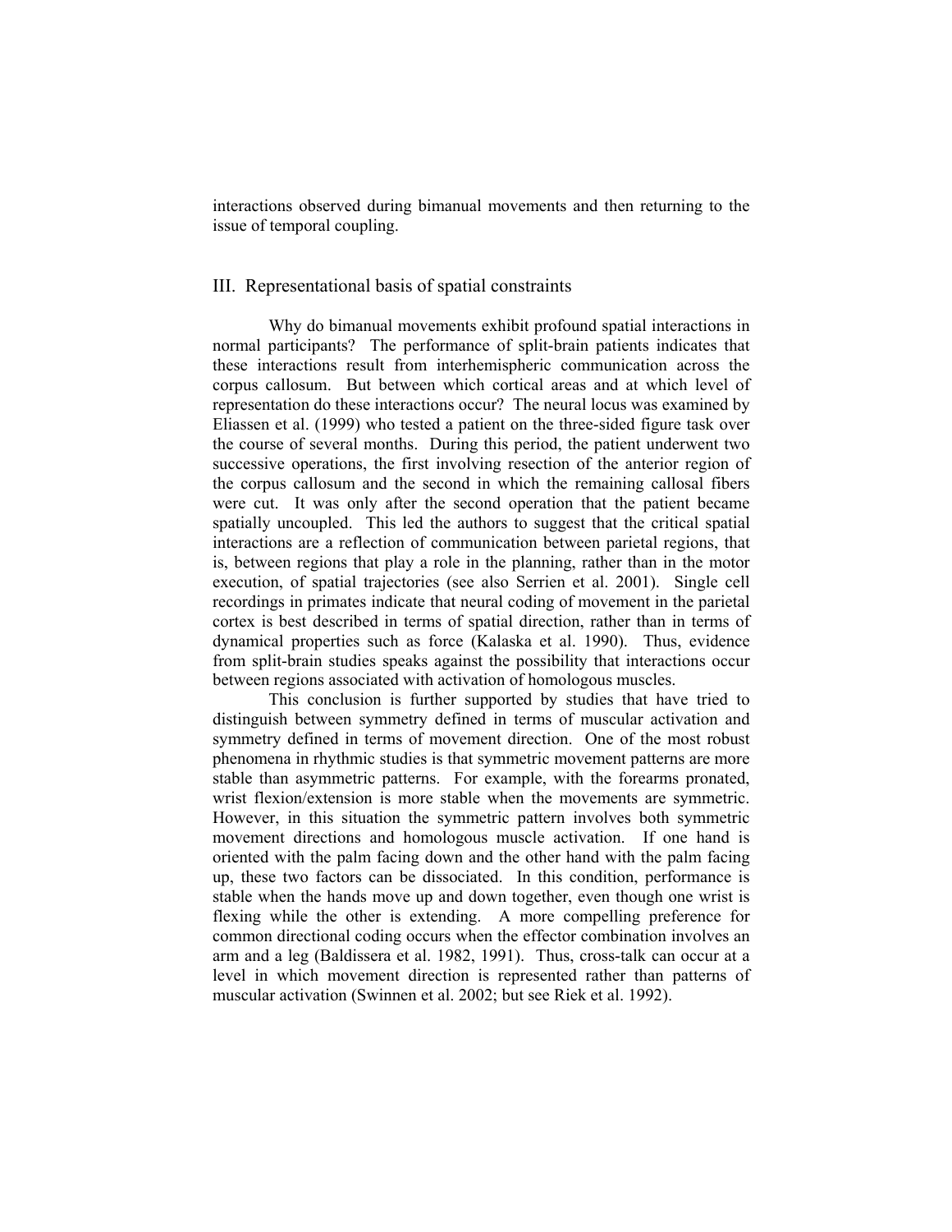interactions observed during bimanual movements and then returning to the issue of temporal coupling.

## III. Representational basis of spatial constraints

Why do bimanual movements exhibit profound spatial interactions in normal participants? The performance of split-brain patients indicates that these interactions result from interhemispheric communication across the corpus callosum. But between which cortical areas and at which level of representation do these interactions occur? The neural locus was examined by Eliassen et al. (1999) who tested a patient on the three-sided figure task over the course of several months. During this period, the patient underwent two successive operations, the first involving resection of the anterior region of the corpus callosum and the second in which the remaining callosal fibers were cut. It was only after the second operation that the patient became spatially uncoupled. This led the authors to suggest that the critical spatial interactions are a reflection of communication between parietal regions, that is, between regions that play a role in the planning, rather than in the motor execution, of spatial trajectories (see also Serrien et al. 2001). Single cell recordings in primates indicate that neural coding of movement in the parietal cortex is best described in terms of spatial direction, rather than in terms of dynamical properties such as force (Kalaska et al. 1990). Thus, evidence from split-brain studies speaks against the possibility that interactions occur between regions associated with activation of homologous muscles.

This conclusion is further supported by studies that have tried to distinguish between symmetry defined in terms of muscular activation and symmetry defined in terms of movement direction. One of the most robust phenomena in rhythmic studies is that symmetric movement patterns are more stable than asymmetric patterns. For example, with the forearms pronated, wrist flexion/extension is more stable when the movements are symmetric. However, in this situation the symmetric pattern involves both symmetric movement directions and homologous muscle activation. If one hand is oriented with the palm facing down and the other hand with the palm facing up, these two factors can be dissociated. In this condition, performance is stable when the hands move up and down together, even though one wrist is flexing while the other is extending. A more compelling preference for common directional coding occurs when the effector combination involves an arm and a leg (Baldissera et al. 1982, 1991). Thus, cross-talk can occur at a level in which movement direction is represented rather than patterns of muscular activation (Swinnen et al. 2002; but see Riek et al. 1992).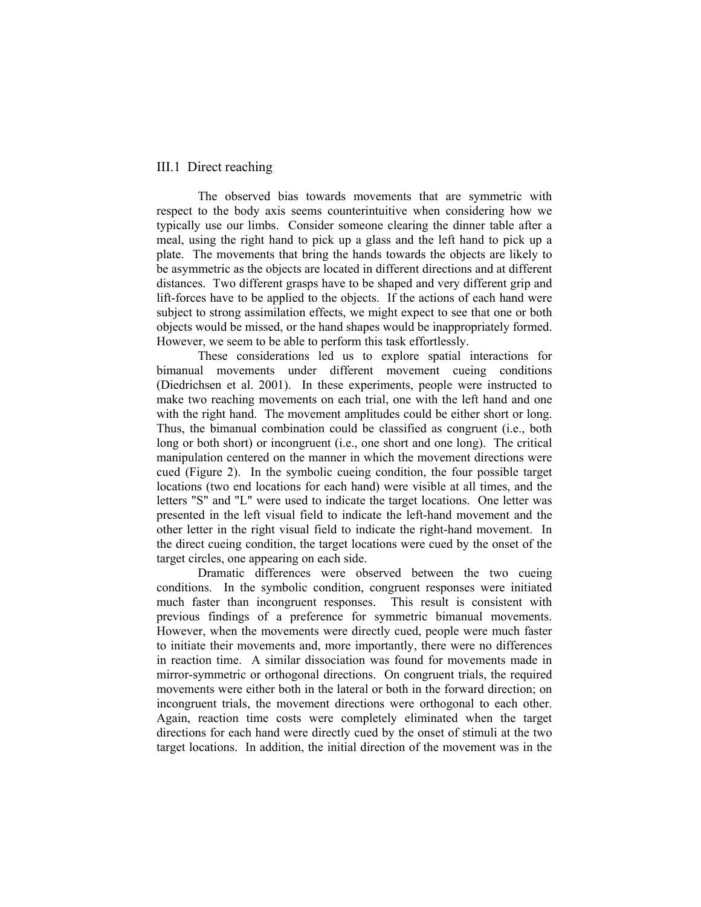## III.1 Direct reaching

The observed bias towards movements that are symmetric with respect to the body axis seems counterintuitive when considering how we typically use our limbs. Consider someone clearing the dinner table after a meal, using the right hand to pick up a glass and the left hand to pick up a plate. The movements that bring the hands towards the objects are likely to be asymmetric as the objects are located in different directions and at different distances. Two different grasps have to be shaped and very different grip and lift-forces have to be applied to the objects. If the actions of each hand were subject to strong assimilation effects, we might expect to see that one or both objects would be missed, or the hand shapes would be inappropriately formed. However, we seem to be able to perform this task effortlessly.

These considerations led us to explore spatial interactions for bimanual movements under different movement cueing conditions (Diedrichsen et al. 2001). In these experiments, people were instructed to make two reaching movements on each trial, one with the left hand and one with the right hand. The movement amplitudes could be either short or long. Thus, the bimanual combination could be classified as congruent (i.e., both long or both short) or incongruent (i.e., one short and one long). The critical manipulation centered on the manner in which the movement directions were cued (Figure 2). In the symbolic cueing condition, the four possible target locations (two end locations for each hand) were visible at all times, and the letters "S" and "L" were used to indicate the target locations. One letter was presented in the left visual field to indicate the left-hand movement and the other letter in the right visual field to indicate the right-hand movement. In the direct cueing condition, the target locations were cued by the onset of the target circles, one appearing on each side.

Dramatic differences were observed between the two cueing conditions. In the symbolic condition, congruent responses were initiated much faster than incongruent responses. This result is consistent with previous findings of a preference for symmetric bimanual movements. However, when the movements were directly cued, people were much faster to initiate their movements and, more importantly, there were no differences in reaction time. A similar dissociation was found for movements made in mirror-symmetric or orthogonal directions. On congruent trials, the required movements were either both in the lateral or both in the forward direction; on incongruent trials, the movement directions were orthogonal to each other. Again, reaction time costs were completely eliminated when the target directions for each hand were directly cued by the onset of stimuli at the two target locations. In addition, the initial direction of the movement was in the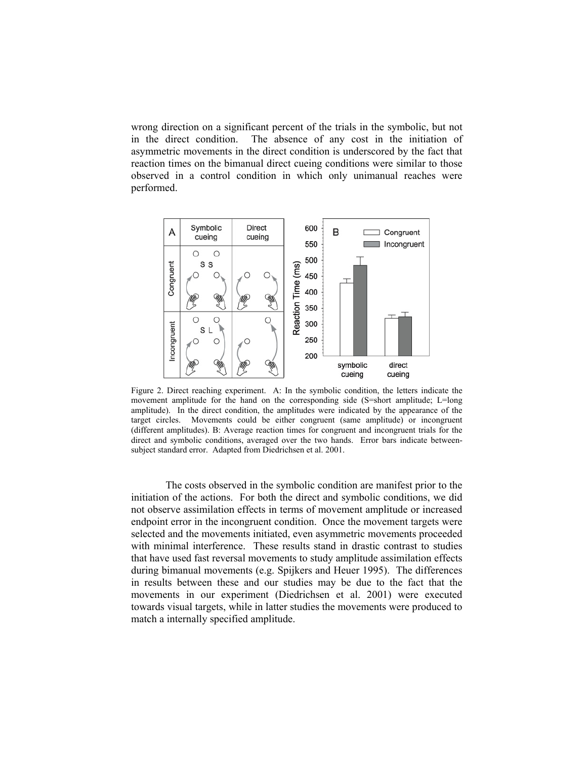wrong direction on a significant percent of the trials in the symbolic, but not in the direct condition. The absence of any cost in the initiation of asymmetric movements in the direct condition is underscored by the fact that reaction times on the bimanual direct cueing conditions were similar to those observed in a control condition in which only unimanual reaches were performed.

Figure 2. Direct reaching experiment. A: In the symbolic condition, the letters indicate the movement amplitude for the hand on the corresponding side (S=short amplitude; L=long amplitude). In the direct condition, the amplitudes were indicated by the appearance of the target circles. Movements could be either congruent (same amplitude) or incongruent (different amplitudes). B: Average reaction times for congruent and incongruent trials for the direct and symbolic conditions, averaged over the two hands. Error bars indicate between-subject standard error. Adapted from Diedrichsen et al. 2001.

The costs observed in the symbolic condition are manifest prior to the initiation of the actions. For both the direct and symbolic conditions, we did not observe assimilation effects in terms of movement amplitude or increased endpoint error in the incongruent condition. Once the movement targets were selected and the movements initiated, even asymmetric movements proceeded with minimal interference. These results stand in drastic contrast to studies that have used fast reversal movements to study amplitude assimilation effects during bimanual movements (e.g. Spijkers and Heuer 1995). The differences in results between these and our studies may be due to the fact that the movements in our experiment (Diedrichsen et al. 2001) were executed towards visual targets, while in latter studies the movements were produced to match a internally specified amplitude.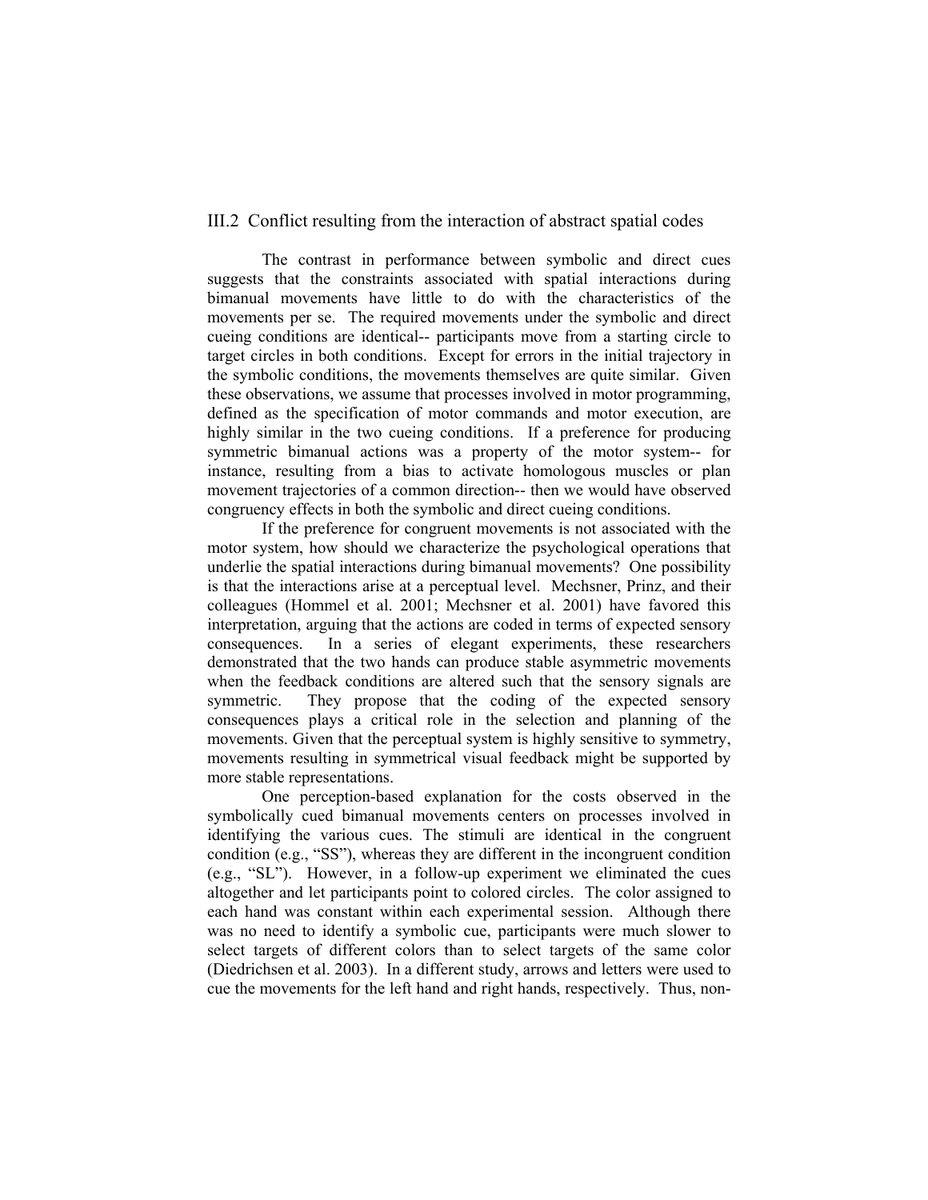### III.2 Conflict resulting from the interaction of abstract spatial codes

The contrast in performance between symbolic and direct cues suggests that the constraints associated with spatial interactions during bimanual movements have little to do with the characteristics of the movements per se. The required movements under the symbolic and direct cueing conditions are identical-- participants move from a starting circle to target circles in both conditions. Except for errors in the initial trajectory in the symbolic conditions, the movements themselves are quite similar. Given these observations, we assume that processes involved in motor programming, defined as the specification of motor commands and motor execution, are highly similar in the two cueing conditions. If a preference for producing symmetric bimanual actions was a property of the motor system-- for instance, resulting from a bias to activate homologous muscles or plan movement trajectories of a common direction-- then we would have observed congruency effects in both the symbolic and direct cueing conditions.

If the preference for congruent movements is not associated with the motor system, how should we characterize the psychological operations that underlie the spatial interactions during bimanual movements? One possibility is that the interactions arise at a perceptual level. Mechsner, Prinz, and their colleagues (Hommel et al. 2001; Mechsner et al. 2001) have favored this interpretation, arguing that the actions are coded in terms of expected sensory consequences. In a series of elegant experiments, these researchers demonstrated that the two hands can produce stable asymmetric movements when the feedback conditions are altered such that the sensory signals are symmetric. They propose that the coding of the expected sensory consequences plays a critical role in the selection and planning of the movements. Given that the perceptual system is highly sensitive to symmetry, movements resulting in symmetrical visual feedback might be supported by more stable representations.

One perception-based explanation for the costs observed in the symbolically cued bimanual movements centers on processes involved in identifying the various cues. The stimuli are identical in the congruent condition (e.g., "SS"), whereas they are different in the incongruent condition (e.g., "SL"). However, in a follow-up experiment we eliminated the cues altogether and let participants point to colored circles. The color assigned to each hand was constant within each experimental session. Although there was no need to identify a symbolic cue, participants were much slower to select targets of different colors than to select targets of the same color (Diedrichsen et al. 2003). In a different study, arrows and letters were used to cue the movements for the left hand and right hands, respectively. Thus, non-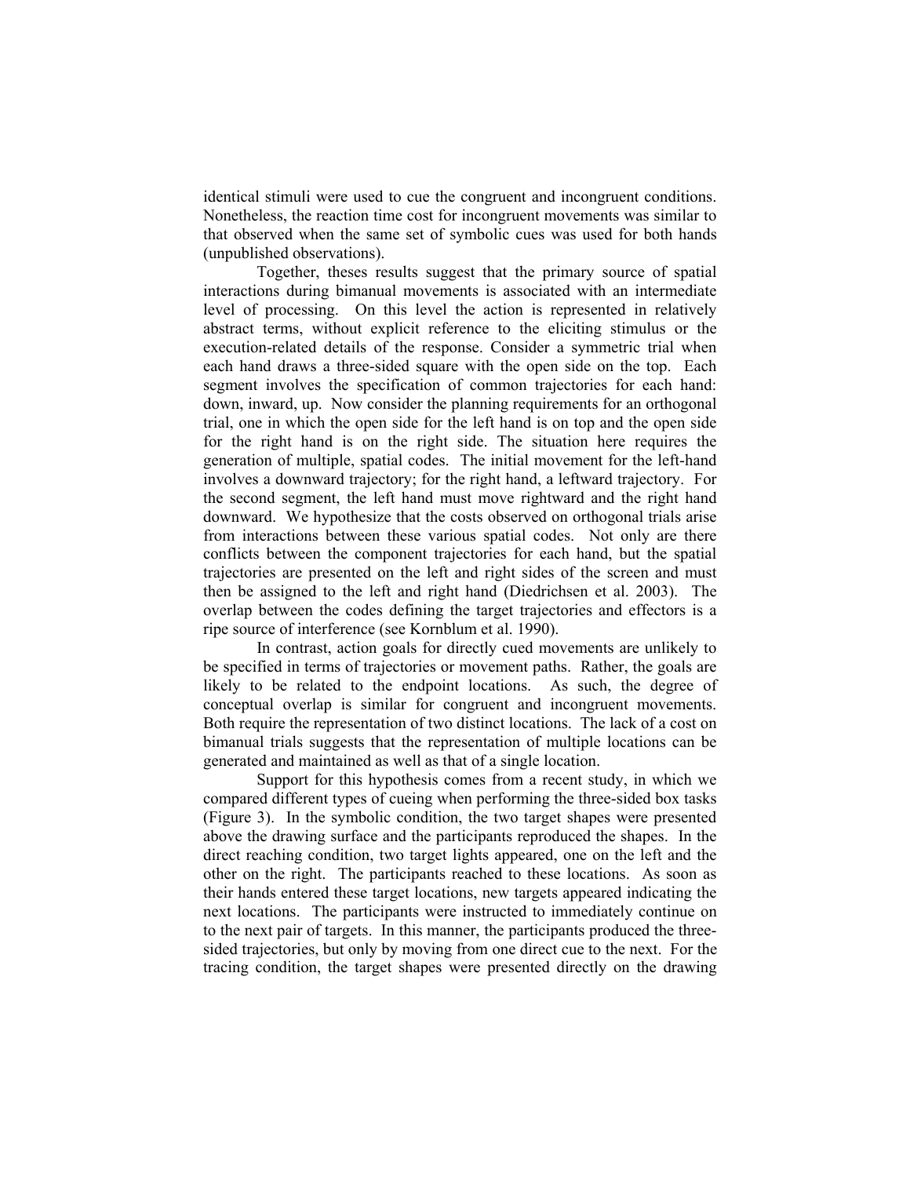identical stimuli were used to cue the congruent and incongruent conditions. Nonetheless, the reaction time cost for incongruent movements was similar to that observed when the same set of symbolic cues was used for both hands (unpublished observations).

Together, theses results suggest that the primary source of spatial interactions during bimanual movements is associated with an intermediate level of processing. On this level the action is represented in relatively abstract terms, without explicit reference to the eliciting stimulus or the execution-related details of the response. Consider a symmetric trial when each hand draws a three-sided square with the open side on the top. Each segment involves the specification of common trajectories for each hand: down, inward, up. Now consider the planning requirements for an orthogonal trial, one in which the open side for the left hand is on top and the open side for the right hand is on the right side. The situation here requires the generation of multiple, spatial codes. The initial movement for the left-hand involves a downward trajectory; for the right hand, a leftward trajectory. For the second segment, the left hand must move rightward and the right hand downward. We hypothesize that the costs observed on orthogonal trials arise from interactions between these various spatial codes. Not only are there conflicts between the component trajectories for each hand, but the spatial trajectories are presented on the left and right sides of the screen and must then be assigned to the left and right hand (Diedrichsen et al. 2003). The overlap between the codes defining the target trajectories and effectors is a ripe source of interference (see Kornblum et al. 1990).

In contrast, action goals for directly cued movements are unlikely to be specified in terms of trajectories or movement paths. Rather, the goals are likely to be related to the endpoint locations. As such, the degree of conceptual overlap is similar for congruent and incongruent movements. Both require the representation of two distinct locations. The lack of a cost on bimanual trials suggests that the representation of multiple locations can be generated and maintained as well as that of a single location.

Support for this hypothesis comes from a recent study, in which we compared different types of cueing when performing the three-sided box tasks (Figure 3). In the symbolic condition, the two target shapes were presented above the drawing surface and the participants reproduced the shapes. In the direct reaching condition, two target lights appeared, one on the left and the other on the right. The participants reached to these locations. As soon as their hands entered these target locations, new targets appeared indicating the next locations. The participants were instructed to immediately continue on to the next pair of targets. In this manner, the participants produced the three-sided trajectories, but only by moving from one direct cue to the next. For the tracing condition, the target shapes were presented directly on the drawing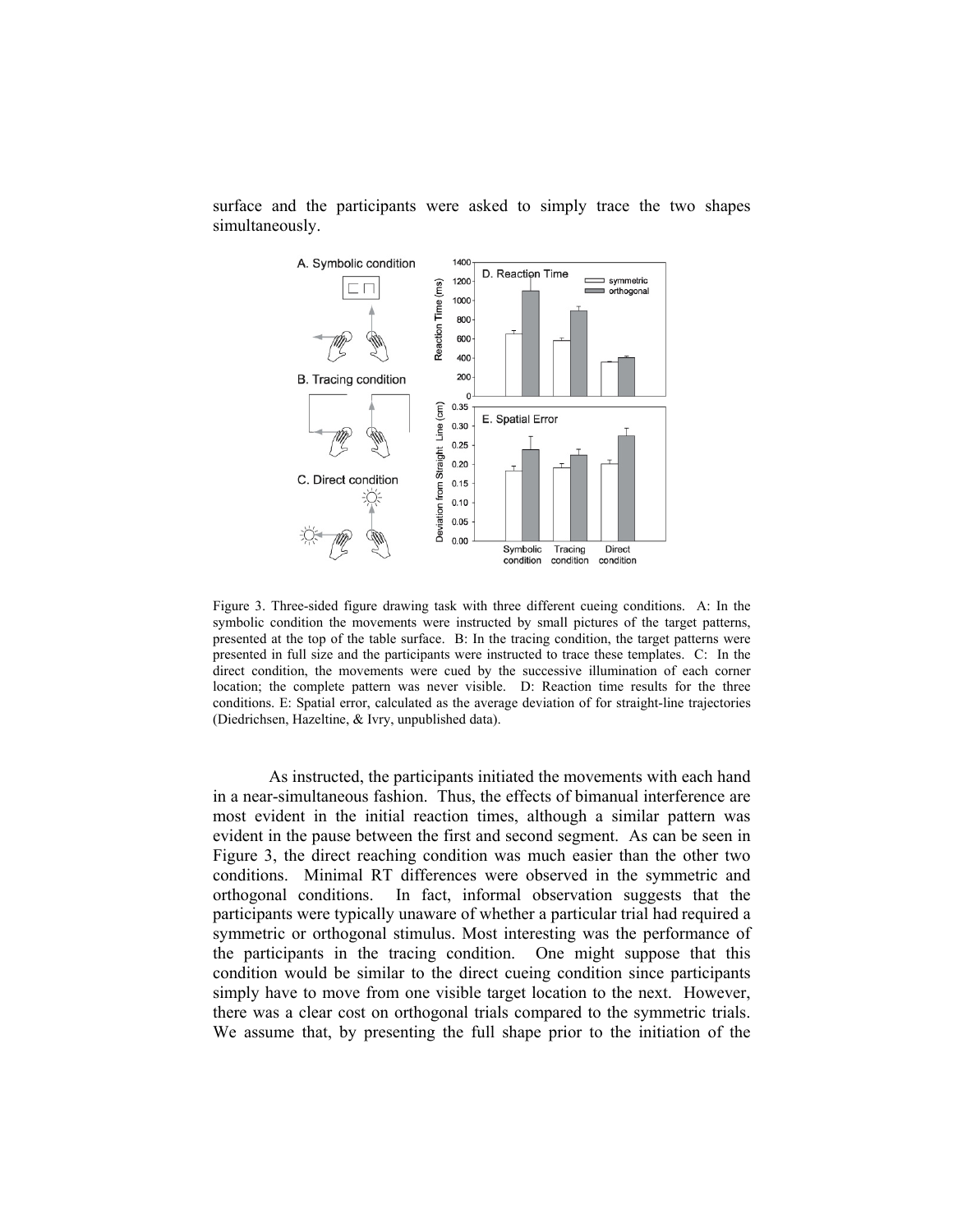surface and the participants were asked to simply trace the two shapes simultaneously.

Figure 3. Three-sided figure drawing task with three different cueing conditions. A: In the symbolic condition the movements were instructed by small pictures of the target patterns, presented at the top of the table surface. B: In the tracing condition, the target patterns were presented in full size and the participants were instructed to trace these templates. C: In the direct condition, the movements were cued by the successive illumination of each corner location; the complete pattern was never visible. D: Reaction time results for the three conditions. E: Spatial error, calculated as the average deviation of for straight-line trajectories (Diedrichsen, Hazeltine, & Ivry, unpublished data).

As instructed, the participants initiated the movements with each hand in a near-simultaneous fashion. Thus, the effects of bimanual interference are most evident in the initial reaction times, although a similar pattern was evident in the pause between the first and second segment. As can be seen in Figure 3, the direct reaching condition was much easier than the other two conditions. Minimal RT differences were observed in the symmetric and orthogonal conditions. In fact, informal observation suggests that the participants were typically unaware of whether a particular trial had required a symmetric or orthogonal stimulus. Most interesting was the performance of the participants in the tracing condition. One might suppose that this condition would be similar to the direct cueing condition since participants simply have to move from one visible target location to the next. However, there was a clear cost on orthogonal trials compared to the symmetric trials. We assume that, by presenting the full shape prior to the initiation of the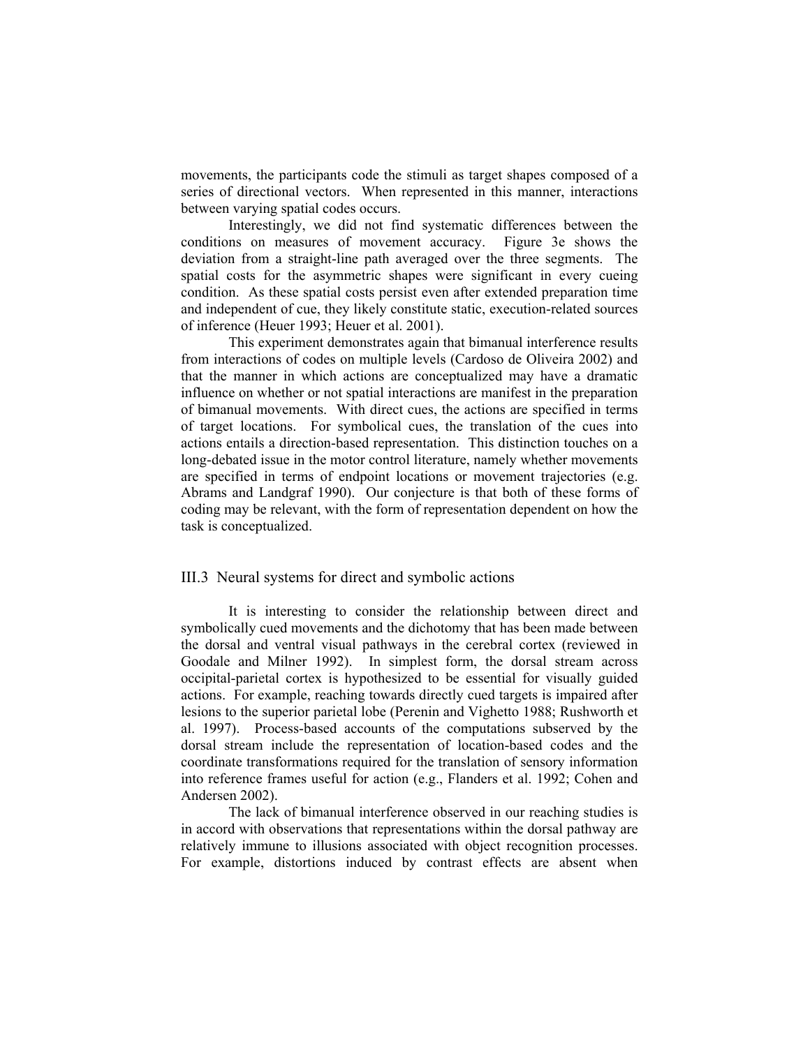movements, the participants code the stimuli as target shapes composed of a series of directional vectors. When represented in this manner, interactions between varying spatial codes occurs.

Interestingly, we did not find systematic differences between the conditions on measures of movement accuracy. Figure 3e shows the deviation from a straight-line path averaged over the three segments. The spatial costs for the asymmetric shapes were significant in every cueing condition. As these spatial costs persist even after extended preparation time and independent of cue, they likely constitute static, execution-related sources of inference (Heuer 1993; Heuer et al. 2001).

This experiment demonstrates again that bimanual interference results from interactions of codes on multiple levels (Cardoso de Oliveira 2002) and that the manner in which actions are conceptualized may have a dramatic influence on whether or not spatial interactions are manifest in the preparation of bimanual movements. With direct cues, the actions are specified in terms of target locations. For symbolical cues, the translation of the cues into actions entails a direction-based representation. This distinction touches on a long-debated issue in the motor control literature, namely whether movements are specified in terms of endpoint locations or movement trajectories (e.g. Abrams and Landgraf 1990). Our conjecture is that both of these forms of coding may be relevant, with the form of representation dependent on how the task is conceptualized.

## III.3 Neural systems for direct and symbolic actions

It is interesting to consider the relationship between direct and symbolically cued movements and the dichotomy that has been made between the dorsal and ventral visual pathways in the cerebral cortex (reviewed in Goodale and Milner 1992). In simplest form, the dorsal stream across occipital-parietal cortex is hypothesized to be essential for visually guided actions. For example, reaching towards directly cued targets is impaired after lesions to the superior parietal lobe (Perenin and Vighetto 1988; Rushworth et al. 1997). Process-based accounts of the computations subserved by the dorsal stream include the representation of location-based codes and the coordinate transformations required for the translation of sensory information into reference frames useful for action (e.g., Flanders et al. 1992; Cohen and Andersen 2002).

The lack of bimanual interference observed in our reaching studies is in accord with observations that representations within the dorsal pathway are relatively immune to illusions associated with object recognition processes. For example, distortions induced by contrast effects are absent when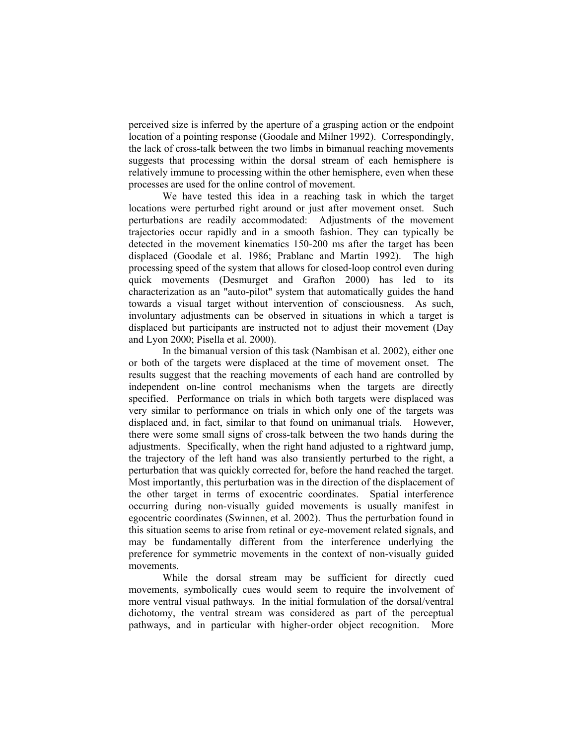perceived size is inferred by the aperture of a grasping action or the endpoint location of a pointing response (Goodale and Milner 1992). Correspondingly, the lack of cross-talk between the two limbs in bimanual reaching movements suggests that processing within the dorsal stream of each hemisphere is relatively immune to processing within the other hemisphere, even when these processes are used for the online control of movement.

We have tested this idea in a reaching task in which the target locations were perturbed right around or just after movement onset. Such perturbations are readily accommodated: Adjustments of the movement trajectories occur rapidly and in a smooth fashion. They can typically be detected in the movement kinematics 150-200 ms after the target has been displaced (Goodale et al. 1986; Prablanc and Martin 1992). The high processing speed of the system that allows for closed-loop control even during quick movements (Desmurget and Grafton 2000) has led to its characterization as an "auto-pilot" system that automatically guides the hand towards a visual target without intervention of consciousness. As such, involuntary adjustments can be observed in situations in which a target is displaced but participants are instructed not to adjust their movement (Day and Lyon 2000; Pisella et al. 2000).

In the bimanual version of this task (Nambisan et al. 2002), either one or both of the targets were displaced at the time of movement onset. The results suggest that the reaching movements of each hand are controlled by independent on-line control mechanisms when the targets are directly specified. Performance on trials in which both targets were displaced was very similar to performance on trials in which only one of the targets was displaced and, in fact, similar to that found on unimanual trials. However, there were some small signs of cross-talk between the two hands during the adjustments. Specifically, when the right hand adjusted to a rightward jump, the trajectory of the left hand was also transiently perturbed to the right, a perturbation that was quickly corrected for, before the hand reached the target. Most importantly, this perturbation was in the direction of the displacement of the other target in terms of exocentric coordinates. Spatial interference occurring during non-visually guided movements is usually manifest in egocentric coordinates (Swinnen, et al. 2002). Thus the perturbation found in this situation seems to arise from retinal or eye-movement related signals, and may be fundamentally different from the interference underlying the preference for symmetric movements in the context of non-visually guided movements.

While the dorsal stream may be sufficient for directly cued movements, symbolically cues would seem to require the involvement of more ventral visual pathways. In the initial formulation of the dorsal/ventral dichotomy, the ventral stream was considered as part of the perceptual pathways, and in particular with higher-order object recognition. More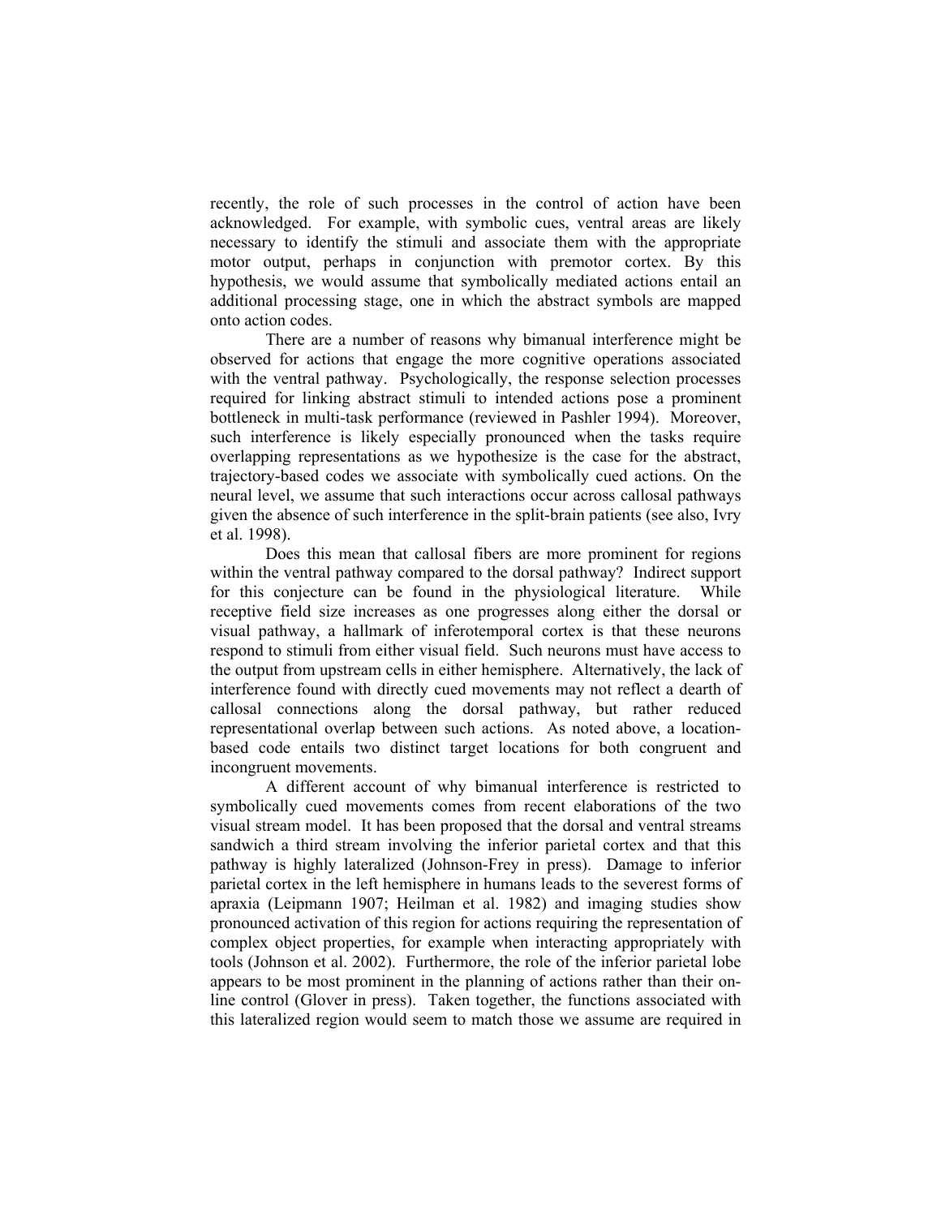recently, the role of such processes in the control of action have been acknowledged. For example, with symbolic cues, ventral areas are likely necessary to identify the stimuli and associate them with the appropriate motor output, perhaps in conjunction with premotor cortex. By this hypothesis, we would assume that symbolically mediated actions entail an additional processing stage, one in which the abstract symbols are mapped onto action codes.

There are a number of reasons why bimanual interference might be observed for actions that engage the more cognitive operations associated with the ventral pathway. Psychologically, the response selection processes required for linking abstract stimuli to intended actions pose a prominent bottleneck in multi-task performance (reviewed in Pashler 1994). Moreover, such interference is likely especially pronounced when the tasks require overlapping representations as we hypothesize is the case for the abstract, trajectory-based codes we associate with symbolically cued actions. On the neural level, we assume that such interactions occur across callosal pathways given the absence of such interference in the split-brain patients (see also, Ivry et al. 1998).

Does this mean that callosal fibers are more prominent for regions within the ventral pathway compared to the dorsal pathway? Indirect support for this conjecture can be found in the physiological literature. While receptive field size increases as one progresses along either the dorsal or visual pathway, a hallmark of inferotemporal cortex is that these neurons respond to stimuli from either visual field. Such neurons must have access to the output from upstream cells in either hemisphere. Alternatively, the lack of interference found with directly cued movements may not reflect a dearth of callosal connections along the dorsal pathway, but rather reduced representational overlap between such actions. As noted above, a location-based code entails two distinct target locations for both congruent and incongruent movements.

A different account of why bimanual interference is restricted to symbolically cued movements comes from recent elaborations of the two visual stream model. It has been proposed that the dorsal and ventral streams sandwich a third stream involving the inferior parietal cortex and that this pathway is highly lateralized (Johnson-Frey in press). Damage to inferior parietal cortex in the left hemisphere in humans leads to the severest forms of apraxia (Leipmann 1907; Heilman et al. 1982) and imaging studies show pronounced activation of this region for actions requiring the representation of complex object properties, for example when interacting appropriately with tools (Johnson et al. 2002). Furthermore, the role of the inferior parietal lobe appears to be most prominent in the planning of actions rather than their on-line control (Glover in press). Taken together, the functions associated with this lateralized region would seem to match those we assume are required in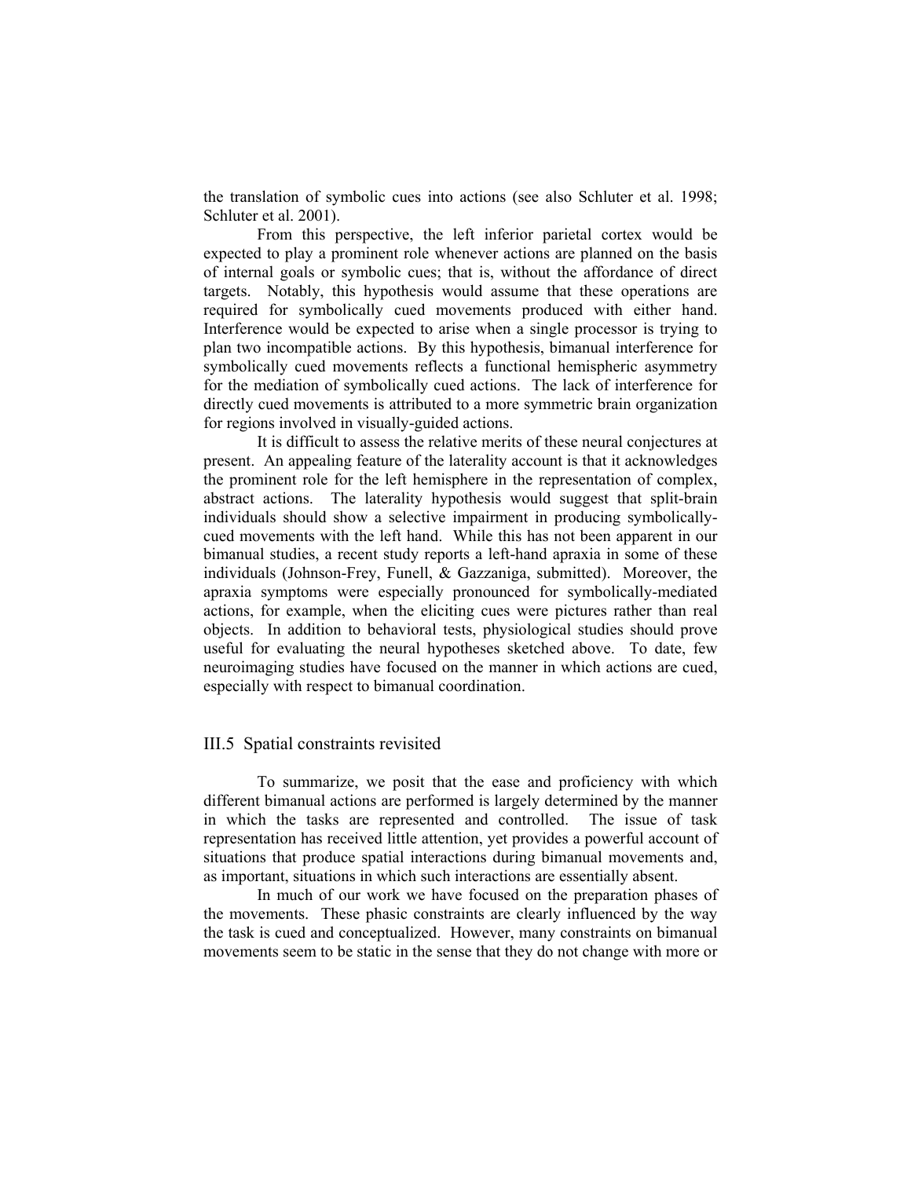the translation of symbolic cues into actions (see also Schluter et al. 1998; Schluter et al. 2001).

From this perspective, the left inferior parietal cortex would be expected to play a prominent role whenever actions are planned on the basis of internal goals or symbolic cues; that is, without the affordance of direct targets. Notably, this hypothesis would assume that these operations are required for symbolically cued movements produced with either hand. Interference would be expected to arise when a single processor is trying to plan two incompatible actions. By this hypothesis, bimanual interference for symbolically cued movements reflects a functional hemispheric asymmetry for the mediation of symbolically cued actions. The lack of interference for directly cued movements is attributed to a more symmetric brain organization for regions involved in visually-guided actions.

It is difficult to assess the relative merits of these neural conjectures at present. An appealing feature of the laterality account is that it acknowledges the prominent role for the left hemisphere in the representation of complex, abstract actions. The laterality hypothesis would suggest that split-brain individuals should show a selective impairment in producing symbolically-cued movements with the left hand. While this has not been apparent in our bimanual studies, a recent study reports a left-hand apraxia in some of these individuals (Johnson-Frey, Funell, & Gazzaniga, submitted). Moreover, the apraxia symptoms were especially pronounced for symbolically-mediated actions, for example, when the eliciting cues were pictures rather than real objects. In addition to behavioral tests, physiological studies should prove useful for evaluating the neural hypotheses sketched above. To date, few neuroimaging studies have focused on the manner in which actions are cued, especially with respect to bimanual coordination.

## III.5 Spatial constraints revisited

To summarize, we posit that the ease and proficiency with which different bimanual actions are performed is largely determined by the manner in which the tasks are represented and controlled. The issue of task representation has received little attention, yet provides a powerful account of situations that produce spatial interactions during bimanual movements and, as important, situations in which such interactions are essentially absent.

In much of our work we have focused on the preparation phases of the movements. These phasic constraints are clearly influenced by the way the task is cued and conceptualized. However, many constraints on bimanual movements seem to be static in the sense that they do not change with more or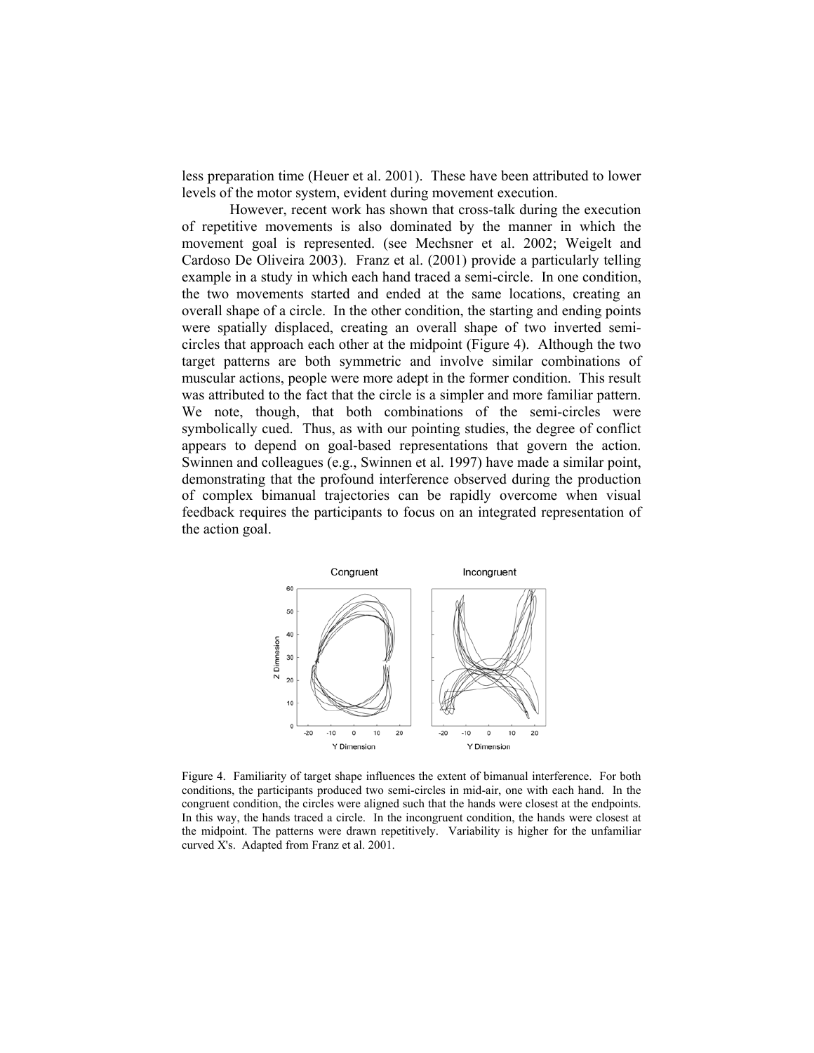less preparation time (Heuer et al. 2001). These have been attributed to lower levels of the motor system, evident during movement execution.

However, recent work has shown that cross-talk during the execution of repetitive movements is also dominated by the manner in which the movement goal is represented. (see Mechsner et al. 2002; Weigelt and Cardoso De Oliveira 2003). Franz et al. (2001) provide a particularly telling example in a study in which each hand traced a semi-circle. In one condition, the two movements started and ended at the same locations, creating an overall shape of a circle. In the other condition, the starting and ending points were spatially displaced, creating an overall shape of two inverted semi-circles that approach each other at the midpoint (Figure 4). Although the two target patterns are both symmetric and involve similar combinations of muscular actions, people were more adept in the former condition. This result was attributed to the fact that the circle is a simpler and more familiar pattern. We note, though, that both combinations of the semi-circles were symbolically cued. Thus, as with our pointing studies, the degree of conflict appears to depend on goal-based representations that govern the action. Swinnen and colleagues (e.g., Swinnen et al. 1997) have made a similar point, demonstrating that the profound interference observed during the production of complex bimanual trajectories can be rapidly overcome when visual feedback requires the participants to focus on an integrated representation of the action goal.

Congruent

Incongruent

Z Dimension

0
10
20
30
40
50
60

-20 -10 0 10 20

Y Dimension

-20 -10 0 10 20

Y Dimension

Figure 4. Familiarity of target shape influences the extent of bimanual interference. For both conditions, the participants produced two semi-circles in mid-air, one with each hand. In the congruent condition, the circles were aligned such that the hands were closest at the endpoints. In this way, the hands traced a circle. In the incongruent condition, the hands were closest at the midpoint. The patterns were drawn repetitively. Variability is higher for the unfamiliar curved X's. Adapted from Franz et al. 2001.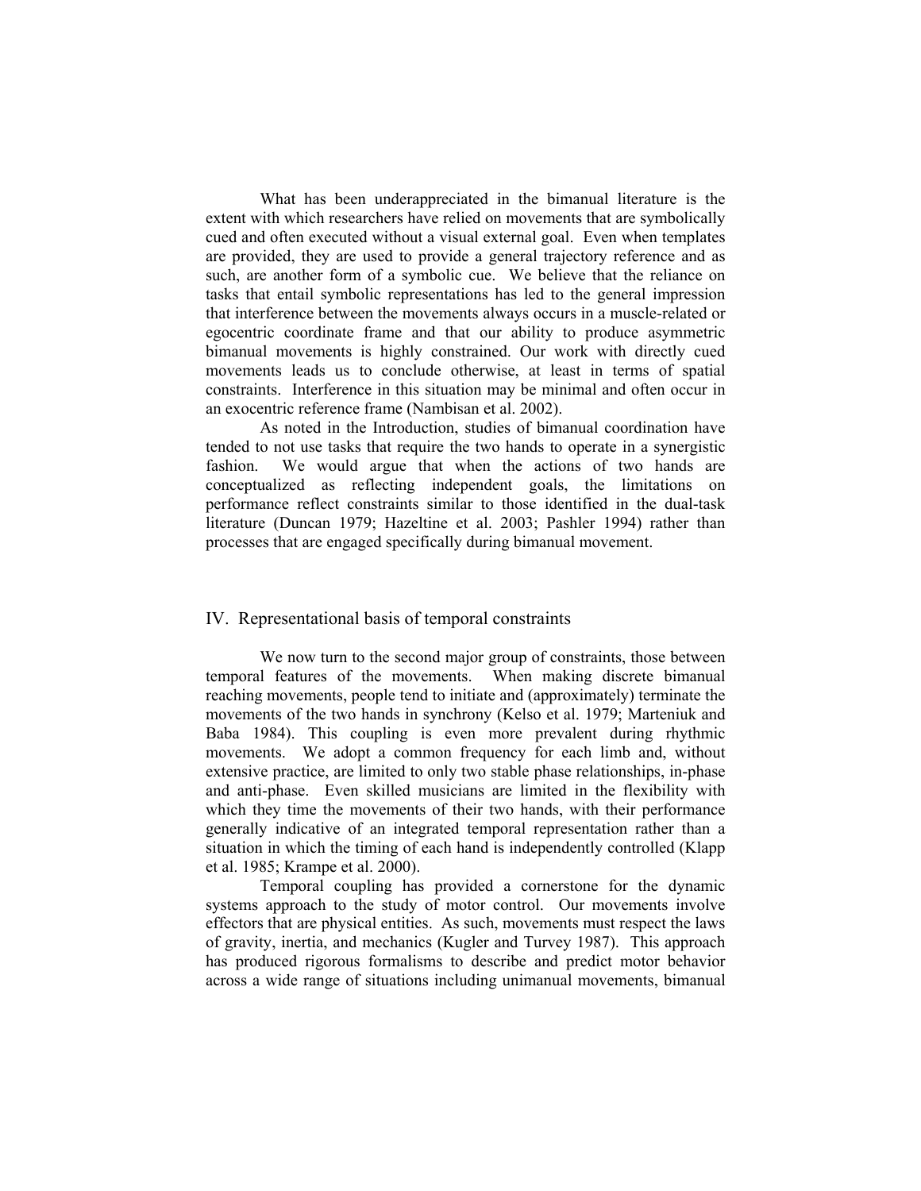What has been underappreciated in the bimanual literature is the extent with which researchers have relied on movements that are symbolically cued and often executed without a visual external goal. Even when templates are provided, they are used to provide a general trajectory reference and as such, are another form of a symbolic cue. We believe that the reliance on tasks that entail symbolic representations has led to the general impression that interference between the movements always occurs in a muscle-related or egocentric coordinate frame and that our ability to produce asymmetric bimanual movements is highly constrained. Our work with directly cued movements leads us to conclude otherwise, at least in terms of spatial constraints. Interference in this situation may be minimal and often occur in an exocentric reference frame (Nambisan et al. 2002).

As noted in the Introduction, studies of bimanual coordination have tended to not use tasks that require the two hands to operate in a synergistic fashion. We would argue that when the actions of two hands are conceptualized as reflecting independent goals, the limitations on performance reflect constraints similar to those identified in the dual-task literature (Duncan 1979; Hazeltine et al. 2003; Pashler 1994) rather than processes that are engaged specifically during bimanual movement.

## IV. Representational basis of temporal constraints

We now turn to the second major group of constraints, those between temporal features of the movements. When making discrete bimanual reaching movements, people tend to initiate and (approximately) terminate the movements of the two hands in synchrony (Kelso et al. 1979; Marteniuk and Baba 1984). This coupling is even more prevalent during rhythmic movements. We adopt a common frequency for each limb and, without extensive practice, are limited to only two stable phase relationships, in-phase and anti-phase. Even skilled musicians are limited in the flexibility with which they time the movements of their two hands, with their performance generally indicative of an integrated temporal representation rather than a situation in which the timing of each hand is independently controlled (Klapp et al. 1985; Krampe et al. 2000).

Temporal coupling has provided a cornerstone for the dynamic systems approach to the study of motor control. Our movements involve effectors that are physical entities. As such, movements must respect the laws of gravity, inertia, and mechanics (Kugler and Turvey 1987). This approach has produced rigorous formalisms to describe and predict motor behavior across a wide range of situations including unimanual movements, bimanual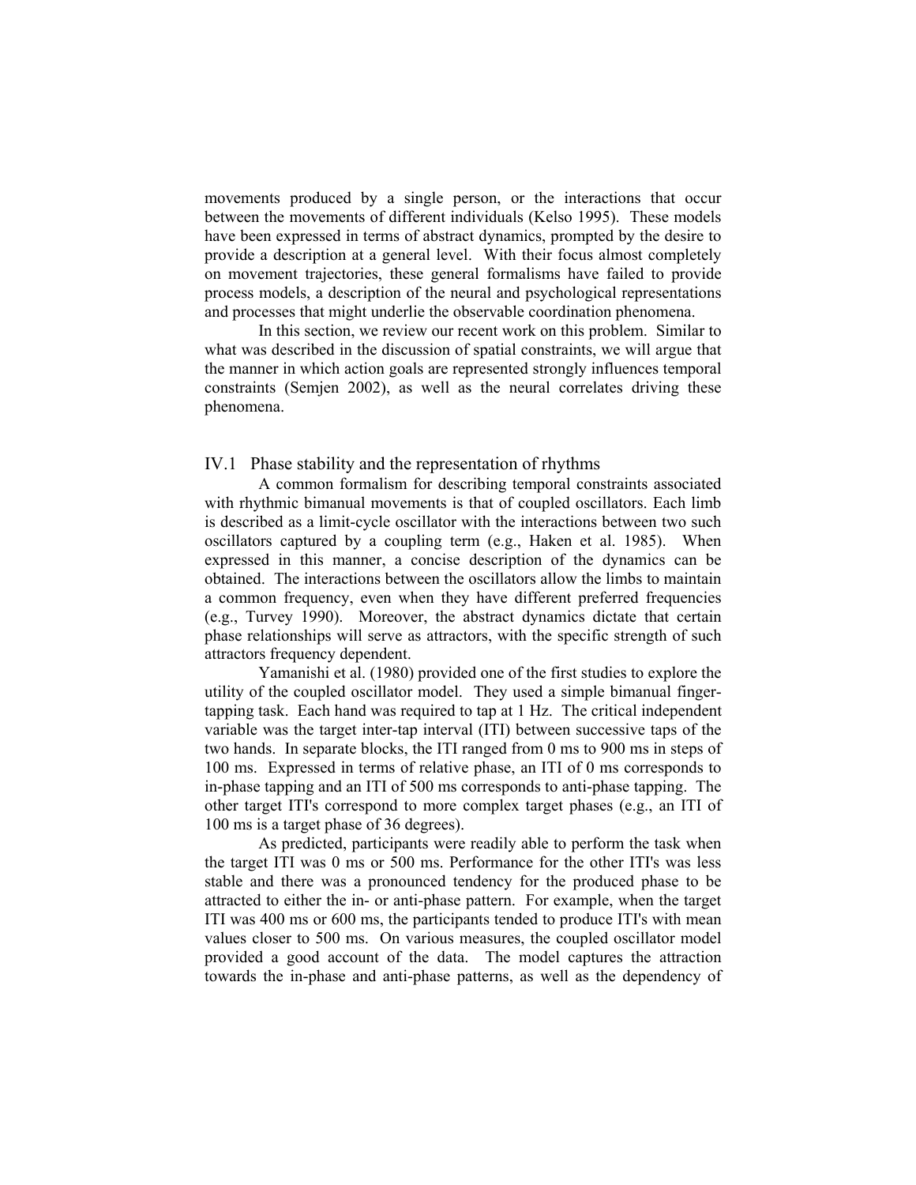movements produced by a single person, or the interactions that occur between the movements of different individuals (Kelso 1995). These models have been expressed in terms of abstract dynamics, prompted by the desire to provide a description at a general level. With their focus almost completely on movement trajectories, these general formalisms have failed to provide process models, a description of the neural and psychological representations and processes that might underlie the observable coordination phenomena.

In this section, we review our recent work on this problem. Similar to what was described in the discussion of spatial constraints, we will argue that the manner in which action goals are represented strongly influences temporal constraints (Semjen 2002), as well as the neural correlates driving these phenomena.

## IV.1 Phase stability and the representation of rhythms

A common formalism for describing temporal constraints associated with rhythmic bimanual movements is that of coupled oscillators. Each limb is described as a limit-cycle oscillator with the interactions between two such oscillators captured by a coupling term (e.g., Haken et al. 1985). When expressed in this manner, a concise description of the dynamics can be obtained. The interactions between the oscillators allow the limbs to maintain a common frequency, even when they have different preferred frequencies (e.g., Turvey 1990). Moreover, the abstract dynamics dictate that certain phase relationships will serve as attractors, with the specific strength of such attractors frequency dependent.

Yamanishi et al. (1980) provided one of the first studies to explore the utility of the coupled oscillator model. They used a simple bimanual finger-tapping task. Each hand was required to tap at 1 Hz. The critical independent variable was the target inter-tap interval (ITI) between successive taps of the two hands. In separate blocks, the ITI ranged from 0 ms to 900 ms in steps of 100 ms. Expressed in terms of relative phase, an ITI of 0 ms corresponds to in-phase tapping and an ITI of 500 ms corresponds to anti-phase tapping. The other target ITI's correspond to more complex target phases (e.g., an ITI of 100 ms is a target phase of 36 degrees).

As predicted, participants were readily able to perform the task when the target ITI was 0 ms or 500 ms. Performance for the other ITI's was less stable and there was a pronounced tendency for the produced phase to be attracted to either the in- or anti-phase pattern. For example, when the target ITI was 400 ms or 600 ms, the participants tended to produce ITI's with mean values closer to 500 ms. On various measures, the coupled oscillator model provided a good account of the data. The model captures the attraction towards the in-phase and anti-phase patterns, as well as the dependency of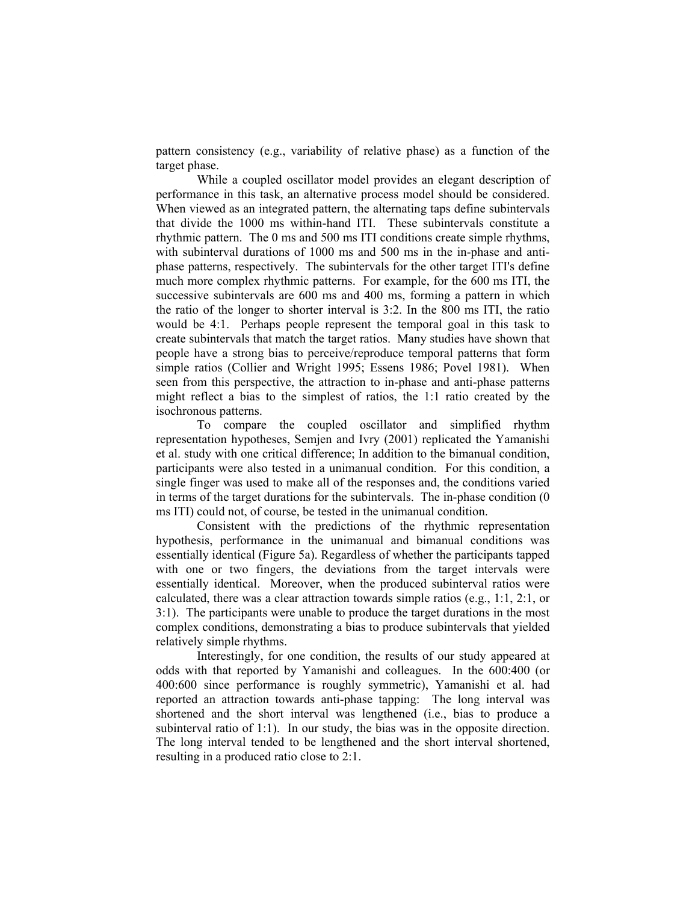pattern consistency (e.g., variability of relative phase) as a function of the target phase.

While a coupled oscillator model provides an elegant description of performance in this task, an alternative process model should be considered. When viewed as an integrated pattern, the alternating taps define subintervals that divide the 1000 ms within-hand ITI. These subintervals constitute a rhythmic pattern. The 0 ms and 500 ms ITI conditions create simple rhythms, with subinterval durations of 1000 ms and 500 ms in the in-phase and anti-phase patterns, respectively. The subintervals for the other target ITI's define much more complex rhythmic patterns. For example, for the 600 ms ITI, the successive subintervals are 600 ms and 400 ms, forming a pattern in which the ratio of the longer to shorter interval is 3:2. In the 800 ms ITI, the ratio would be 4:1. Perhaps people represent the temporal goal in this task to create subintervals that match the target ratios. Many studies have shown that people have a strong bias to perceive/reproduce temporal patterns that form simple ratios (Collier and Wright 1995; Essens 1986; Povel 1981). When seen from this perspective, the attraction to in-phase and anti-phase patterns might reflect a bias to the simplest of ratios, the 1:1 ratio created by the isochronous patterns.

To compare the coupled oscillator and simplified rhythm representation hypotheses, Semjen and Ivry (2001) replicated the Yamanishi et al. study with one critical difference; In addition to the bimanual condition, participants were also tested in a unimanual condition. For this condition, a single finger was used to make all of the responses and, the conditions varied in terms of the target durations for the subintervals. The in-phase condition (0 ms ITI) could not, of course, be tested in the unimanual condition.

Consistent with the predictions of the rhythmic representation hypothesis, performance in the unimanual and bimanual conditions was essentially identical (Figure 5a). Regardless of whether the participants tapped with one or two fingers, the deviations from the target intervals were essentially identical. Moreover, when the produced subinterval ratios were calculated, there was a clear attraction towards simple ratios (e.g., 1:1, 2:1, or 3:1). The participants were unable to produce the target durations in the most complex conditions, demonstrating a bias to produce subintervals that yielded relatively simple rhythms.

Interestingly, for one condition, the results of our study appeared at odds with that reported by Yamanishi and colleagues. In the 600:400 (or 400:600 since performance is roughly symmetric), Yamanishi et al. had reported an attraction towards anti-phase tapping: The long interval was shortened and the short interval was lengthened (i.e., bias to produce a subinterval ratio of 1:1). In our study, the bias was in the opposite direction. The long interval tended to be lengthened and the short interval shortened, resulting in a produced ratio close to 2:1.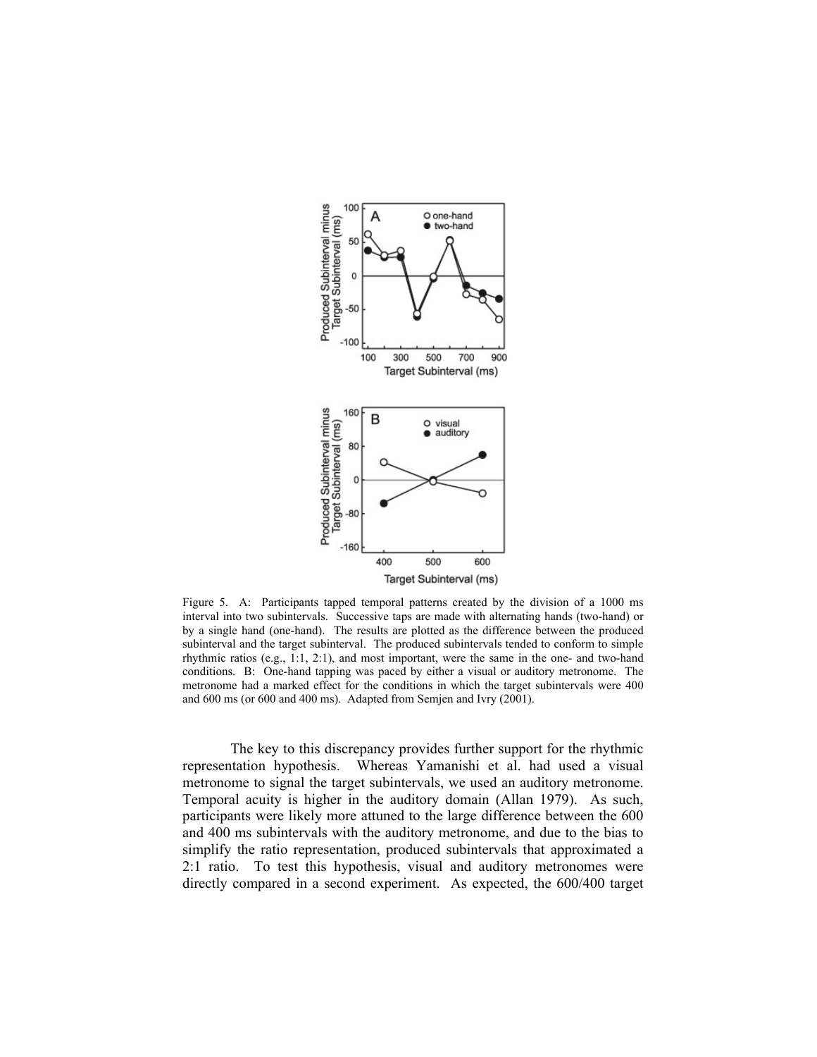Figure 5. A: Participants tapped temporal patterns created by the division of a 1000 ms interval into two subintervals. Successive taps are made with alternating hands (two-hand) or by a single hand (one-hand). The results are plotted as the difference between the produced subinterval and the target subinterval. The produced subintervals tended to conform to simple rhythmic ratios (e.g., 1:1, 2:1), and most important, were the same in the one- and two-hand conditions. B: One-hand tapping was paced by either a visual or auditory metronome. The metronome had a marked effect for the conditions in which the target subintervals were 400 and 600 ms (or 600 and 400 ms). Adapted from Semjen and Ivry (2001).

The key to this discrepancy provides further support for the rhythmic representation hypothesis. Whereas Yamanishi et al. had used a visual metronome to signal the target subintervals, we used an auditory metronome. Temporal acuity is higher in the auditory domain (Allan 1979). As such, participants were likely more attuned to the large difference between the 600 and 400 ms subintervals with the auditory metronome, and due to the bias to simplify the ratio representation, produced subintervals that approximated a 2:1 ratio. To test this hypothesis, visual and auditory metronomes were directly compared in a second experiment. As expected, the 600/400 target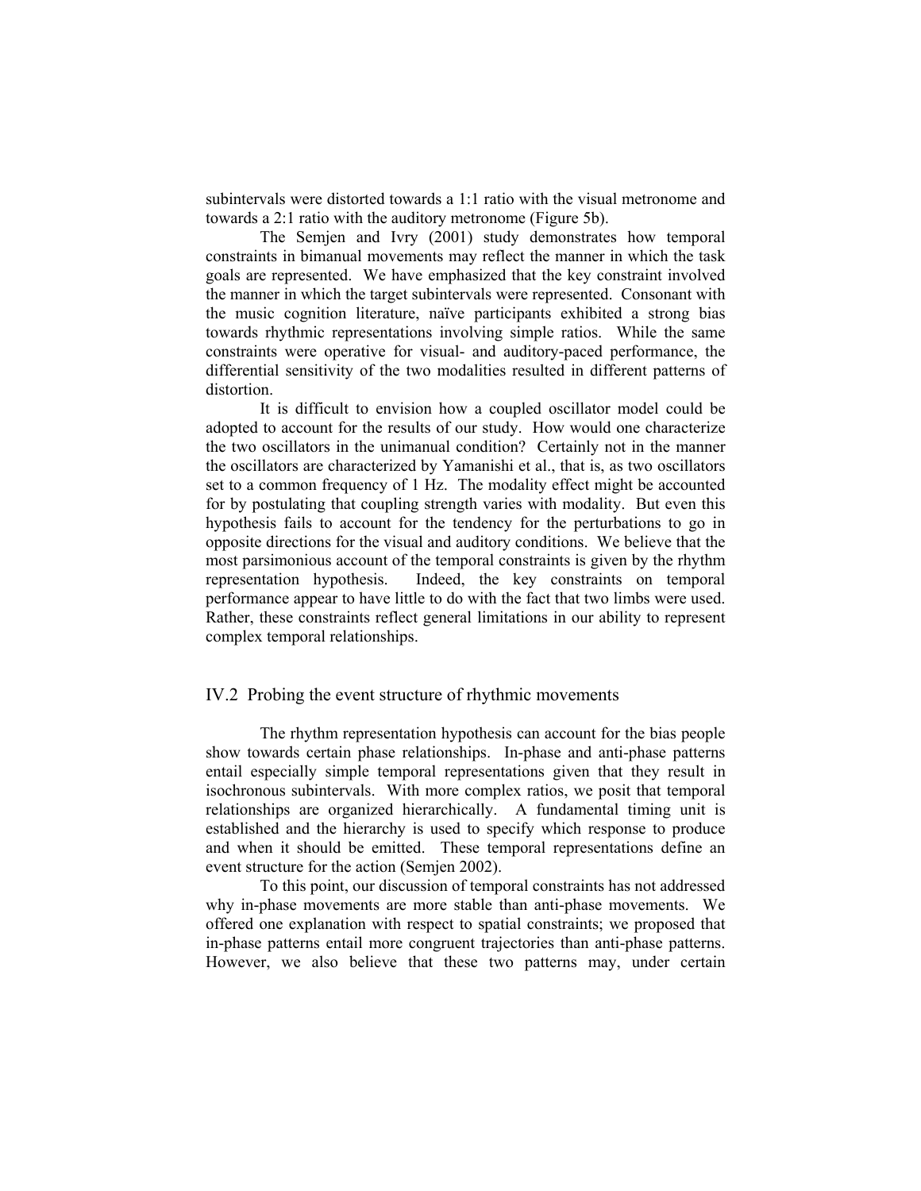subintervals were distorted towards a 1:1 ratio with the visual metronome and towards a 2:1 ratio with the auditory metronome (Figure 5b).

The Semjen and Ivry (2001) study demonstrates how temporal constraints in bimanual movements may reflect the manner in which the task goals are represented. We have emphasized that the key constraint involved the manner in which the target subintervals were represented. Consonant with the music cognition literature, naïve participants exhibited a strong bias towards rhythmic representations involving simple ratios. While the same constraints were operative for visual- and auditory-paced performance, the differential sensitivity of the two modalities resulted in different patterns of distortion.

It is difficult to envision how a coupled oscillator model could be adopted to account for the results of our study. How would one characterize the two oscillators in the unimanual condition? Certainly not in the manner the oscillators are characterized by Yamanishi et al., that is, as two oscillators set to a common frequency of 1 Hz. The modality effect might be accounted for by postulating that coupling strength varies with modality. But even this hypothesis fails to account for the tendency for the perturbations to go in opposite directions for the visual and auditory conditions. We believe that the most parsimonious account of the temporal constraints is given by the rhythm representation hypothesis. Indeed, the key constraints on temporal performance appear to have little to do with the fact that two limbs were used. Rather, these constraints reflect general limitations in our ability to represent complex temporal relationships.

## IV.2 Probing the event structure of rhythmic movements

The rhythm representation hypothesis can account for the bias people show towards certain phase relationships. In-phase and anti-phase patterns entail especially simple temporal representations given that they result in isochronous subintervals. With more complex ratios, we posit that temporal relationships are organized hierarchically. A fundamental timing unit is established and the hierarchy is used to specify which response to produce and when it should be emitted. These temporal representations define an event structure for the action (Semjen 2002).

To this point, our discussion of temporal constraints has not addressed why in-phase movements are more stable than anti-phase movements. We offered one explanation with respect to spatial constraints; we proposed that in-phase patterns entail more congruent trajectories than anti-phase patterns. However, we also believe that these two patterns may, under certain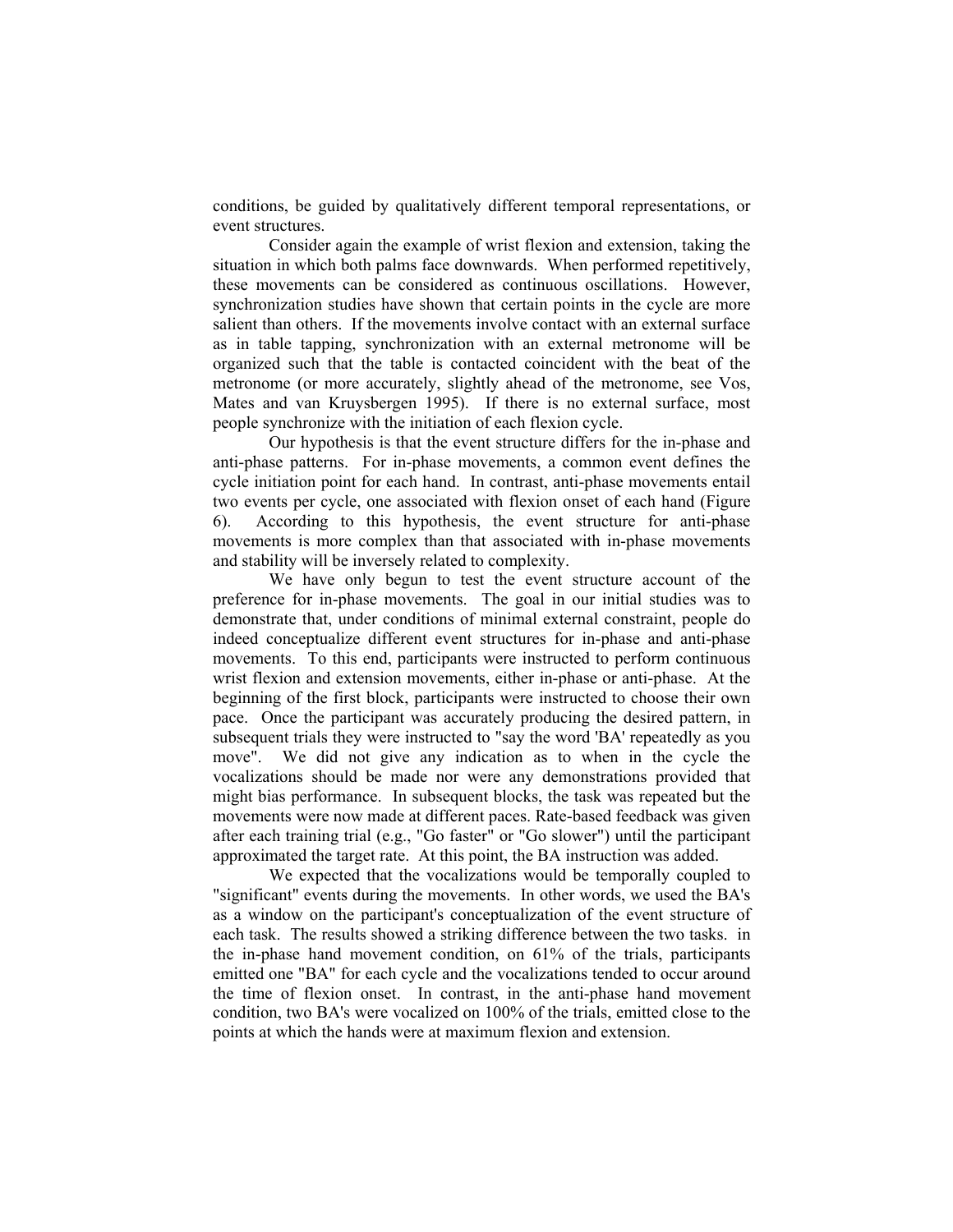conditions, be guided by qualitatively different temporal representations, or event structures.

Consider again the example of wrist flexion and extension, taking the situation in which both palms face downwards. When performed repetitively, these movements can be considered as continuous oscillations. However, synchronization studies have shown that certain points in the cycle are more salient than others. If the movements involve contact with an external surface as in table tapping, synchronization with an external metronome will be organized such that the table is contacted coincident with the beat of the metronome (or more accurately, slightly ahead of the metronome, see Vos, Mates and van Kruysbergen 1995). If there is no external surface, most people synchronize with the initiation of each flexion cycle.

Our hypothesis is that the event structure differs for the in-phase and anti-phase patterns. For in-phase movements, a common event defines the cycle initiation point for each hand. In contrast, anti-phase movements entail two events per cycle, one associated with flexion onset of each hand (Figure 6). According to this hypothesis, the event structure for anti-phase movements is more complex than that associated with in-phase movements and stability will be inversely related to complexity.

We have only begun to test the event structure account of the preference for in-phase movements. The goal in our initial studies was to demonstrate that, under conditions of minimal external constraint, people do indeed conceptualize different event structures for in-phase and anti-phase movements. To this end, participants were instructed to perform continuous wrist flexion and extension movements, either in-phase or anti-phase. At the beginning of the first block, participants were instructed to choose their own pace. Once the participant was accurately producing the desired pattern, in subsequent trials they were instructed to "say the word 'BA' repeatedly as you move". We did not give any indication as to when in the cycle the vocalizations should be made nor were any demonstrations provided that might bias performance. In subsequent blocks, the task was repeated but the movements were now made at different paces. Rate-based feedback was given after each training trial (e.g., "Go faster" or "Go slower") until the participant approximated the target rate. At this point, the BA instruction was added.

We expected that the vocalizations would be temporally coupled to "significant" events during the movements. In other words, we used the BA's as a window on the participant's conceptualization of the event structure of each task. The results showed a striking difference between the two tasks. in the in-phase hand movement condition, on 61% of the trials, participants emitted one "BA" for each cycle and the vocalizations tended to occur around the time of flexion onset. In contrast, in the anti-phase hand movement condition, two BA's were vocalized on 100% of the trials, emitted close to the points at which the hands were at maximum flexion and extension.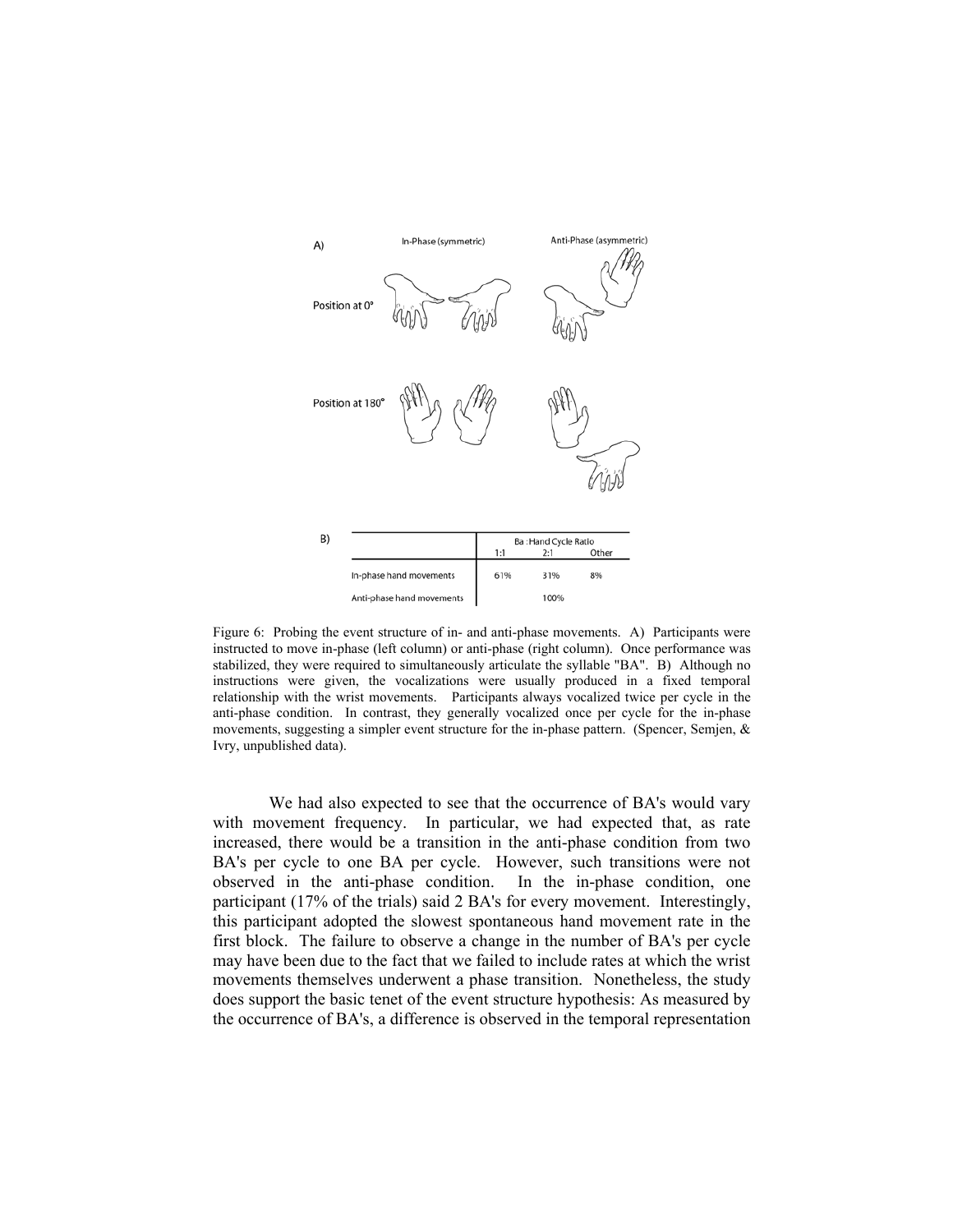A)

| | In-Phase (symmetric) | Anti-Phase (asymmetric) |
|---|---|---|
| Position at 0° | | |
| Position at 180° | | |

B)

| | Ba : Hand Cycle Ratio | | |
|---|---|---|---|
| | 1:1 | 2:1 | Other |
| In-phase hand movements | 61% | 31% | 8% |
| Anti-phase hand movements | | 100% | |

Figure 6: Probing the event structure of in- and anti-phase movements. A) Participants were instructed to move in-phase (left column) or anti-phase (right column). Once performance was stabilized, they were required to simultaneously articulate the syllable "BA". B) Although no instructions were given, the vocalizations were usually produced in a fixed temporal relationship with the wrist movements. Participants always vocalized twice per cycle in the anti-phase condition. In contrast, they generally vocalized once per cycle for the in-phase movements, suggesting a simpler event structure for the in-phase pattern. (Spencer, Semjen, & Ivry, unpublished data).

We had also expected to see that the occurrence of BA's would vary with movement frequency. In particular, we had expected that, as rate increased, there would be a transition in the anti-phase condition from two BA's per cycle to one BA per cycle. However, such transitions were not observed in the anti-phase condition. In the in-phase condition, one participant (17% of the trials) said 2 BA's for every movement. Interestingly, this participant adopted the slowest spontaneous hand movement rate in the first block. The failure to observe a change in the number of BA's per cycle may have been due to the fact that we failed to include rates at which the wrist movements themselves underwent a phase transition. Nonetheless, the study does support the basic tenet of the event structure hypothesis: As measured by the occurrence of BA's, a difference is observed in the temporal representation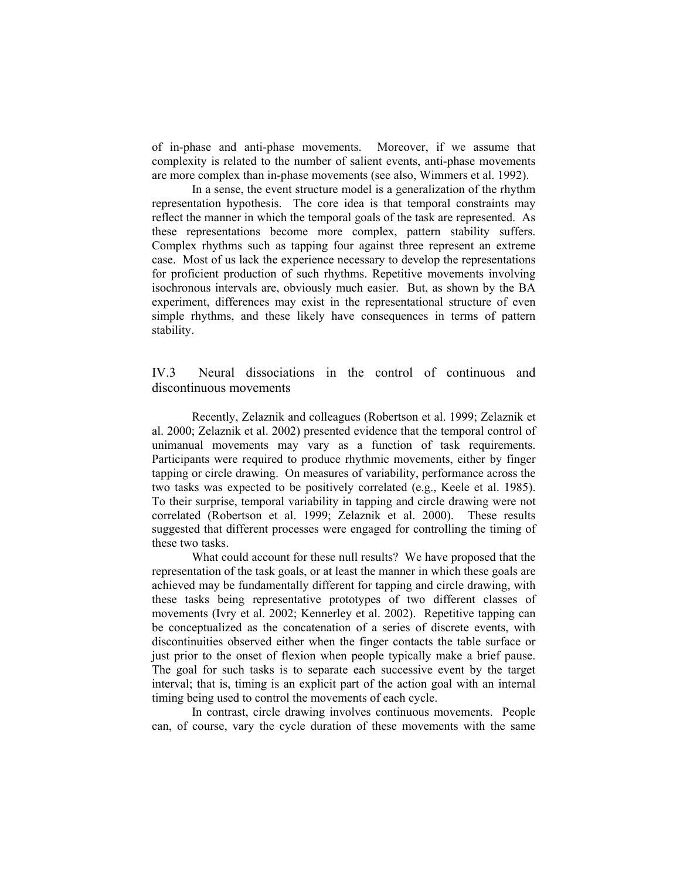of in-phase and anti-phase movements. Moreover, if we assume that complexity is related to the number of salient events, anti-phase movements are more complex than in-phase movements (see also, Wimmers et al. 1992).

In a sense, the event structure model is a generalization of the rhythm representation hypothesis. The core idea is that temporal constraints may reflect the manner in which the temporal goals of the task are represented. As these representations become more complex, pattern stability suffers. Complex rhythms such as tapping four against three represent an extreme case. Most of us lack the experience necessary to develop the representations for proficient production of such rhythms. Repetitive movements involving isochronous intervals are, obviously much easier. But, as shown by the BA experiment, differences may exist in the representational structure of even simple rhythms, and these likely have consequences in terms of pattern stability.

## IV.3 Neural dissociations in the control of continuous and discontinuous movements

Recently, Zelaznik and colleagues (Robertson et al. 1999; Zelaznik et al. 2000; Zelaznik et al. 2002) presented evidence that the temporal control of unimanual movements may vary as a function of task requirements. Participants were required to produce rhythmic movements, either by finger tapping or circle drawing. On measures of variability, performance across the two tasks was expected to be positively correlated (e.g., Keele et al. 1985). To their surprise, temporal variability in tapping and circle drawing were not correlated (Robertson et al. 1999; Zelaznik et al. 2000). These results suggested that different processes were engaged for controlling the timing of these two tasks.

What could account for these null results? We have proposed that the representation of the task goals, or at least the manner in which these goals are achieved may be fundamentally different for tapping and circle drawing, with these tasks being representative prototypes of two different classes of movements (Ivry et al. 2002; Kennerley et al. 2002). Repetitive tapping can be conceptualized as the concatenation of a series of discrete events, with discontinuities observed either when the finger contacts the table surface or just prior to the onset of flexion when people typically make a brief pause. The goal for such tasks is to separate each successive event by the target interval; that is, timing is an explicit part of the action goal with an internal timing being used to control the movements of each cycle.

In contrast, circle drawing involves continuous movements. People can, of course, vary the cycle duration of these movements with the same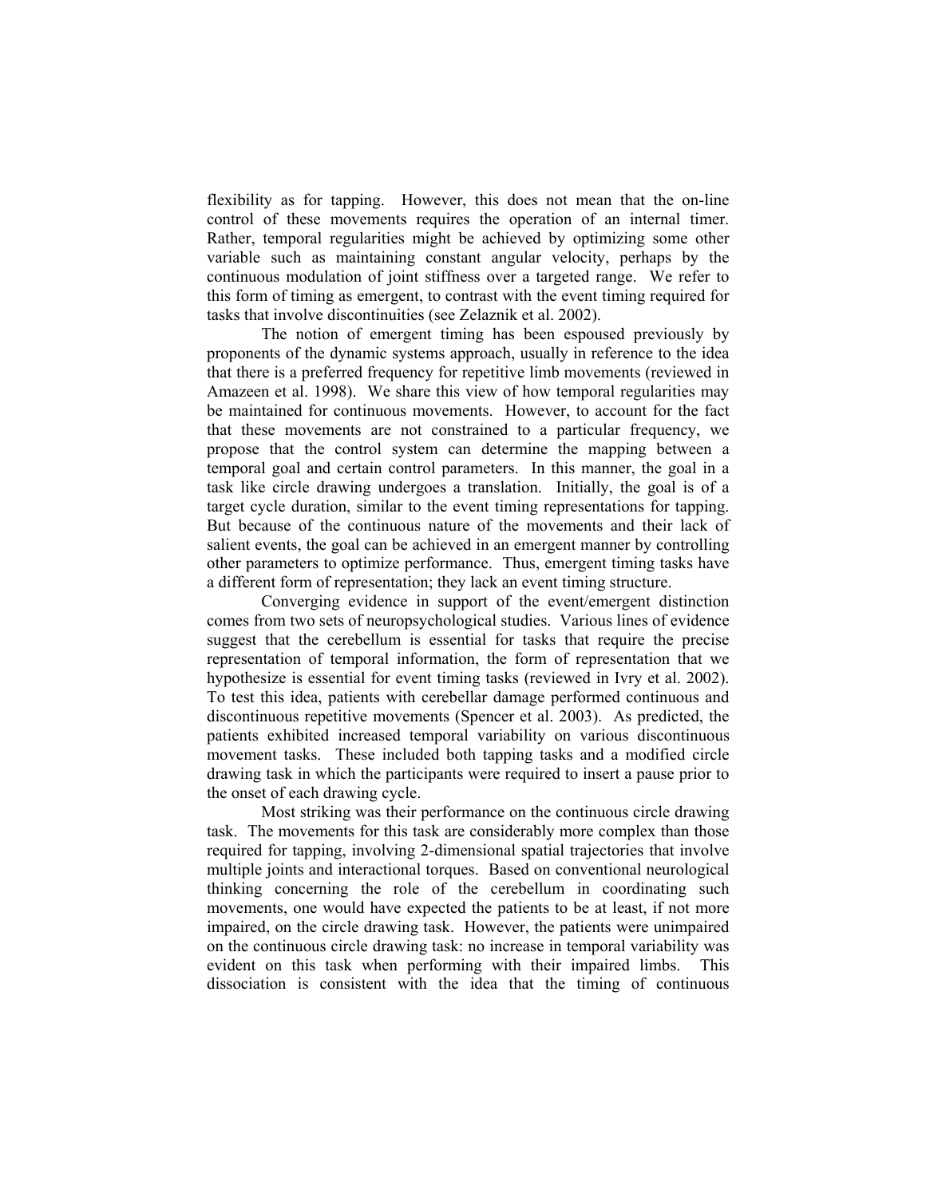flexibility as for tapping. However, this does not mean that the on-line control of these movements requires the operation of an internal timer. Rather, temporal regularities might be achieved by optimizing some other variable such as maintaining constant angular velocity, perhaps by the continuous modulation of joint stiffness over a targeted range. We refer to this form of timing as emergent, to contrast with the event timing required for tasks that involve discontinuities (see Zelaznik et al. 2002).

The notion of emergent timing has been espoused previously by proponents of the dynamic systems approach, usually in reference to the idea that there is a preferred frequency for repetitive limb movements (reviewed in Amazeen et al. 1998). We share this view of how temporal regularities may be maintained for continuous movements. However, to account for the fact that these movements are not constrained to a particular frequency, we propose that the control system can determine the mapping between a temporal goal and certain control parameters. In this manner, the goal in a task like circle drawing undergoes a translation. Initially, the goal is of a target cycle duration, similar to the event timing representations for tapping. But because of the continuous nature of the movements and their lack of salient events, the goal can be achieved in an emergent manner by controlling other parameters to optimize performance. Thus, emergent timing tasks have a different form of representation; they lack an event timing structure.

Converging evidence in support of the event/emergent distinction comes from two sets of neuropsychological studies. Various lines of evidence suggest that the cerebellum is essential for tasks that require the precise representation of temporal information, the form of representation that we hypothesize is essential for event timing tasks (reviewed in Ivry et al. 2002). To test this idea, patients with cerebellar damage performed continuous and discontinuous repetitive movements (Spencer et al. 2003). As predicted, the patients exhibited increased temporal variability on various discontinuous movement tasks. These included both tapping tasks and a modified circle drawing task in which the participants were required to insert a pause prior to the onset of each drawing cycle.

Most striking was their performance on the continuous circle drawing task. The movements for this task are considerably more complex than those required for tapping, involving 2-dimensional spatial trajectories that involve multiple joints and interactional torques. Based on conventional neurological thinking concerning the role of the cerebellum in coordinating such movements, one would have expected the patients to be at least, if not more impaired, on the circle drawing task. However, the patients were unimpaired on the continuous circle drawing task: no increase in temporal variability was evident on this task when performing with their impaired limbs. This dissociation is consistent with the idea that the timing of continuous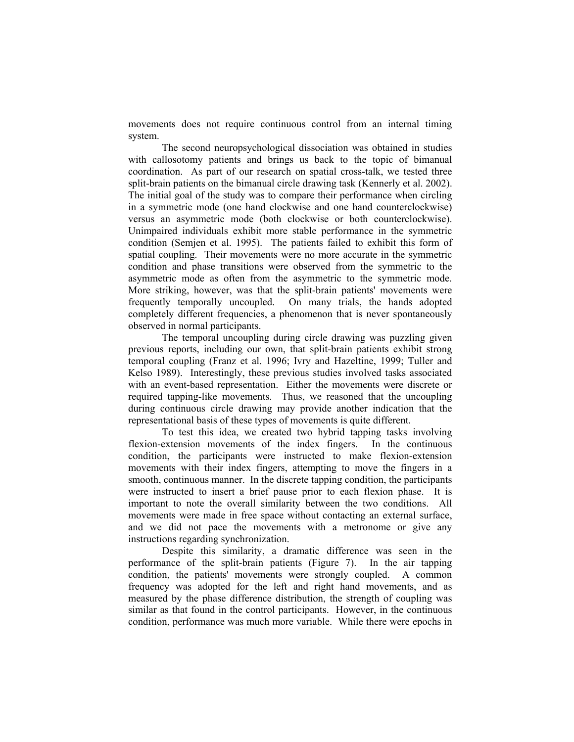movements does not require continuous control from an internal timing system.

The second neuropsychological dissociation was obtained in studies with callosotomy patients and brings us back to the topic of bimanual coordination. As part of our research on spatial cross-talk, we tested three split-brain patients on the bimanual circle drawing task (Kennerly et al. 2002). The initial goal of the study was to compare their performance when circling in a symmetric mode (one hand clockwise and one hand counterclockwise) versus an asymmetric mode (both clockwise or both counterclockwise). Unimpaired individuals exhibit more stable performance in the symmetric condition (Semjen et al. 1995). The patients failed to exhibit this form of spatial coupling. Their movements were no more accurate in the symmetric condition and phase transitions were observed from the symmetric to the asymmetric mode as often from the asymmetric to the symmetric mode. More striking, however, was that the split-brain patients' movements were frequently temporally uncoupled. On many trials, the hands adopted completely different frequencies, a phenomenon that is never spontaneously observed in normal participants.

The temporal uncoupling during circle drawing was puzzling given previous reports, including our own, that split-brain patients exhibit strong temporal coupling (Franz et al. 1996; Ivry and Hazeltine, 1999; Tuller and Kelso 1989). Interestingly, these previous studies involved tasks associated with an event-based representation. Either the movements were discrete or required tapping-like movements. Thus, we reasoned that the uncoupling during continuous circle drawing may provide another indication that the representational basis of these types of movements is quite different.

To test this idea, we created two hybrid tapping tasks involving flexion-extension movements of the index fingers. In the continuous condition, the participants were instructed to make flexion-extension movements with their index fingers, attempting to move the fingers in a smooth, continuous manner. In the discrete tapping condition, the participants were instructed to insert a brief pause prior to each flexion phase. It is important to note the overall similarity between the two conditions. All movements were made in free space without contacting an external surface, and we did not pace the movements with a metronome or give any instructions regarding synchronization.

Despite this similarity, a dramatic difference was seen in the performance of the split-brain patients (Figure 7). In the air tapping condition, the patients' movements were strongly coupled. A common frequency was adopted for the left and right hand movements, and as measured by the phase difference distribution, the strength of coupling was similar as that found in the control participants. However, in the continuous condition, performance was much more variable. While there were epochs in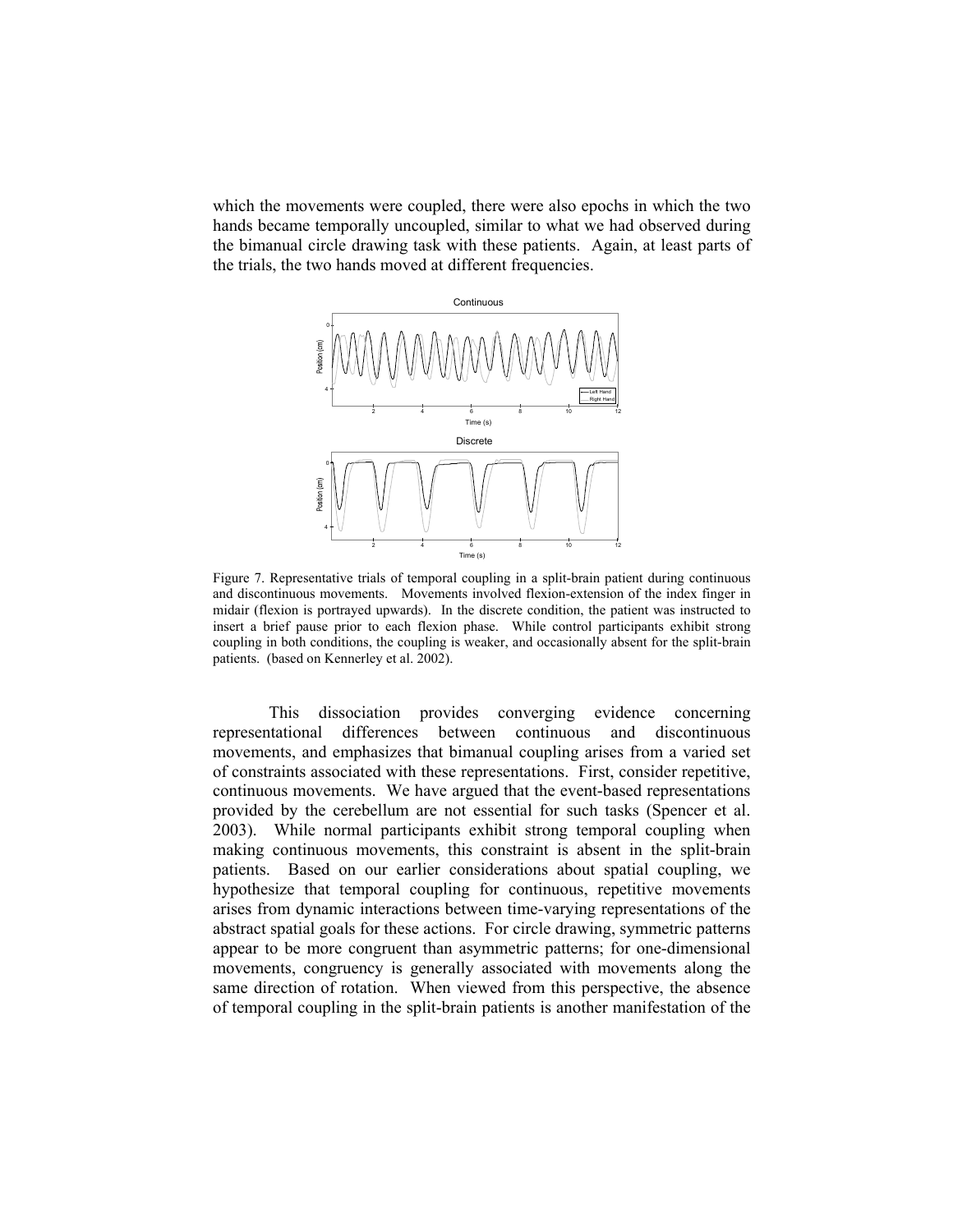which the movements were coupled, there were also epochs in which the two hands became temporally uncoupled, similar to what we had observed during the bimanual circle drawing task with these patients. Again, at least parts of the trials, the two hands moved at different frequencies.

Figure 7. Representative trials of temporal coupling in a split-brain patient during continuous and discontinuous movements. Movements involved flexion-extension of the index finger in midair (flexion is portrayed upwards). In the discrete condition, the patient was instructed to insert a brief pause prior to each flexion phase. While control participants exhibit strong coupling in both conditions, the coupling is weaker, and occasionally absent for the split-brain patients. (based on Kennerley et al. 2002).

This dissociation provides converging evidence concerning representational differences between continuous and discontinuous movements, and emphasizes that bimanual coupling arises from a varied set of constraints associated with these representations. First, consider repetitive, continuous movements. We have argued that the event-based representations provided by the cerebellum are not essential for such tasks (Spencer et al. 2003). While normal participants exhibit strong temporal coupling when making continuous movements, this constraint is absent in the split-brain patients. Based on our earlier considerations about spatial coupling, we hypothesize that temporal coupling for continuous, repetitive movements arises from dynamic interactions between time-varying representations of the abstract spatial goals for these actions. For circle drawing, symmetric patterns appear to be more congruent than asymmetric patterns; for one-dimensional movements, congruency is generally associated with movements along the same direction of rotation. When viewed from this perspective, the absence of temporal coupling in the split-brain patients is another manifestation of the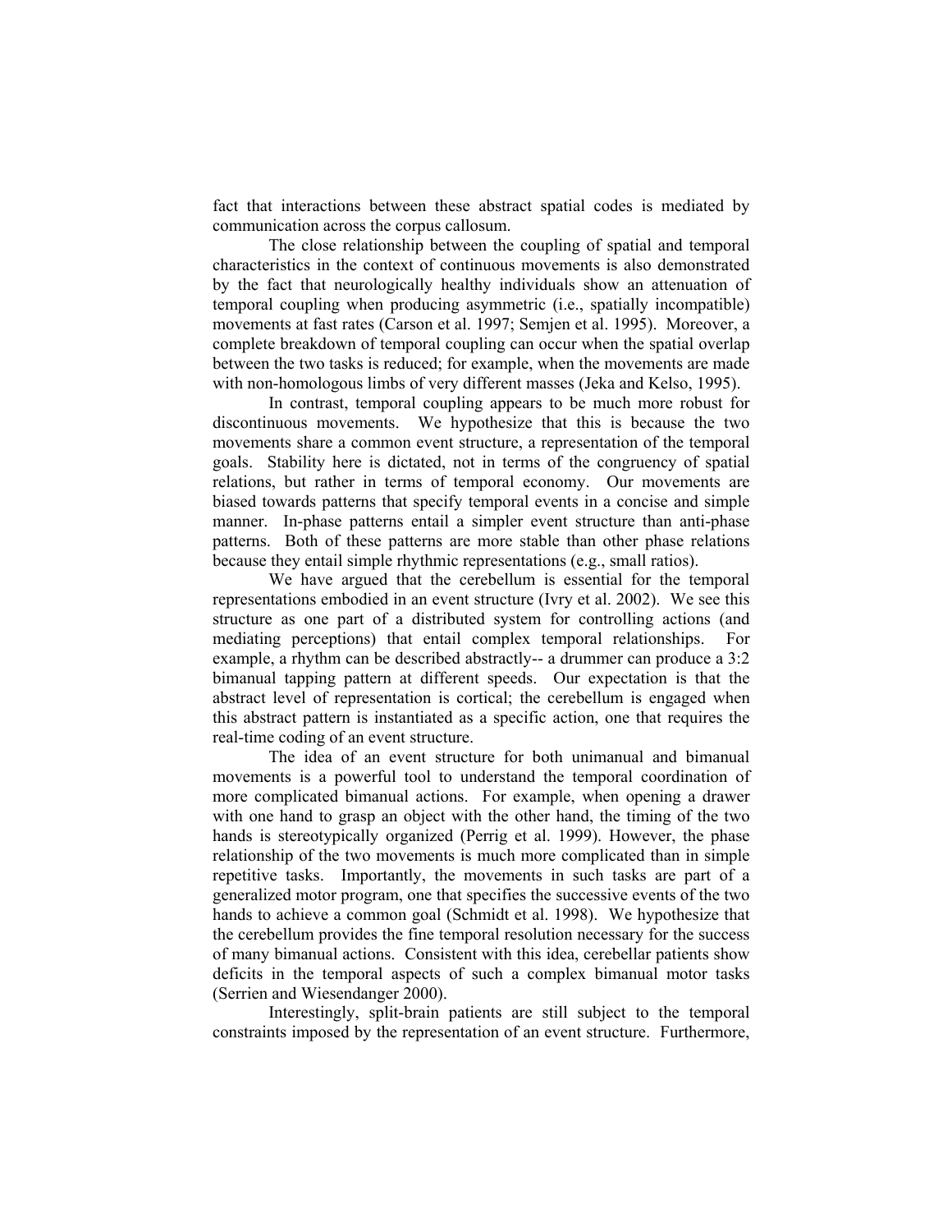fact that interactions between these abstract spatial codes is mediated by communication across the corpus callosum.

The close relationship between the coupling of spatial and temporal characteristics in the context of continuous movements is also demonstrated by the fact that neurologically healthy individuals show an attenuation of temporal coupling when producing asymmetric (i.e., spatially incompatible) movements at fast rates (Carson et al. 1997; Semjen et al. 1995). Moreover, a complete breakdown of temporal coupling can occur when the spatial overlap between the two tasks is reduced; for example, when the movements are made with non-homologous limbs of very different masses (Jeka and Kelso, 1995).

In contrast, temporal coupling appears to be much more robust for discontinuous movements. We hypothesize that this is because the two movements share a common event structure, a representation of the temporal goals. Stability here is dictated, not in terms of the congruency of spatial relations, but rather in terms of temporal economy. Our movements are biased towards patterns that specify temporal events in a concise and simple manner. In-phase patterns entail a simpler event structure than anti-phase patterns. Both of these patterns are more stable than other phase relations because they entail simple rhythmic representations (e.g., small ratios).

We have argued that the cerebellum is essential for the temporal representations embodied in an event structure (Ivry et al. 2002). We see this structure as one part of a distributed system for controlling actions (and mediating perceptions) that entail complex temporal relationships. For example, a rhythm can be described abstractly-- a drummer can produce a 3:2 bimanual tapping pattern at different speeds. Our expectation is that the abstract level of representation is cortical; the cerebellum is engaged when this abstract pattern is instantiated as a specific action, one that requires the real-time coding of an event structure.

The idea of an event structure for both unimanual and bimanual movements is a powerful tool to understand the temporal coordination of more complicated bimanual actions. For example, when opening a drawer with one hand to grasp an object with the other hand, the timing of the two hands is stereotypically organized (Perrig et al. 1999). However, the phase relationship of the two movements is much more complicated than in simple repetitive tasks. Importantly, the movements in such tasks are part of a generalized motor program, one that specifies the successive events of the two hands to achieve a common goal (Schmidt et al. 1998). We hypothesize that the cerebellum provides the fine temporal resolution necessary for the success of many bimanual actions. Consistent with this idea, cerebellar patients show deficits in the temporal aspects of such a complex bimanual motor tasks (Serrien and Wiesendanger 2000).

Interestingly, split-brain patients are still subject to the temporal constraints imposed by the representation of an event structure. Furthermore,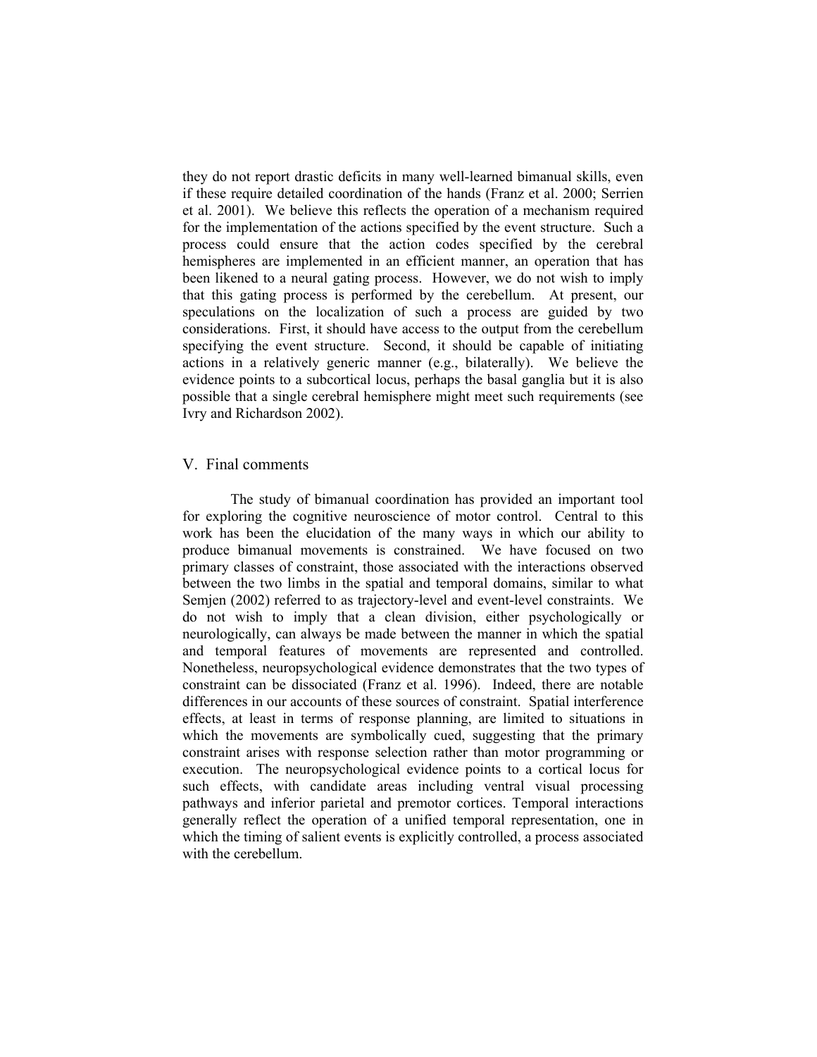they do not report drastic deficits in many well-learned bimanual skills, even if these require detailed coordination of the hands (Franz et al. 2000; Serrien et al. 2001). We believe this reflects the operation of a mechanism required for the implementation of the actions specified by the event structure. Such a process could ensure that the action codes specified by the cerebral hemispheres are implemented in an efficient manner, an operation that has been likened to a neural gating process. However, we do not wish to imply that this gating process is performed by the cerebellum. At present, our speculations on the localization of such a process are guided by two considerations. First, it should have access to the output from the cerebellum specifying the event structure. Second, it should be capable of initiating actions in a relatively generic manner (e.g., bilaterally). We believe the evidence points to a subcortical locus, perhaps the basal ganglia but it is also possible that a single cerebral hemisphere might meet such requirements (see Ivry and Richardson 2002).

## V. Final comments

The study of bimanual coordination has provided an important tool for exploring the cognitive neuroscience of motor control. Central to this work has been the elucidation of the many ways in which our ability to produce bimanual movements is constrained. We have focused on two primary classes of constraint, those associated with the interactions observed between the two limbs in the spatial and temporal domains, similar to what Semjen (2002) referred to as trajectory-level and event-level constraints. We do not wish to imply that a clean division, either psychologically or neurologically, can always be made between the manner in which the spatial and temporal features of movements are represented and controlled. Nonetheless, neuropsychological evidence demonstrates that the two types of constraint can be dissociated (Franz et al. 1996). Indeed, there are notable differences in our accounts of these sources of constraint. Spatial interference effects, at least in terms of response planning, are limited to situations in which the movements are symbolically cued, suggesting that the primary constraint arises with response selection rather than motor programming or execution. The neuropsychological evidence points to a cortical locus for such effects, with candidate areas including ventral visual processing pathways and inferior parietal and premotor cortices. Temporal interactions generally reflect the operation of a unified temporal representation, one in which the timing of salient events is explicitly controlled, a process associated with the cerebellum.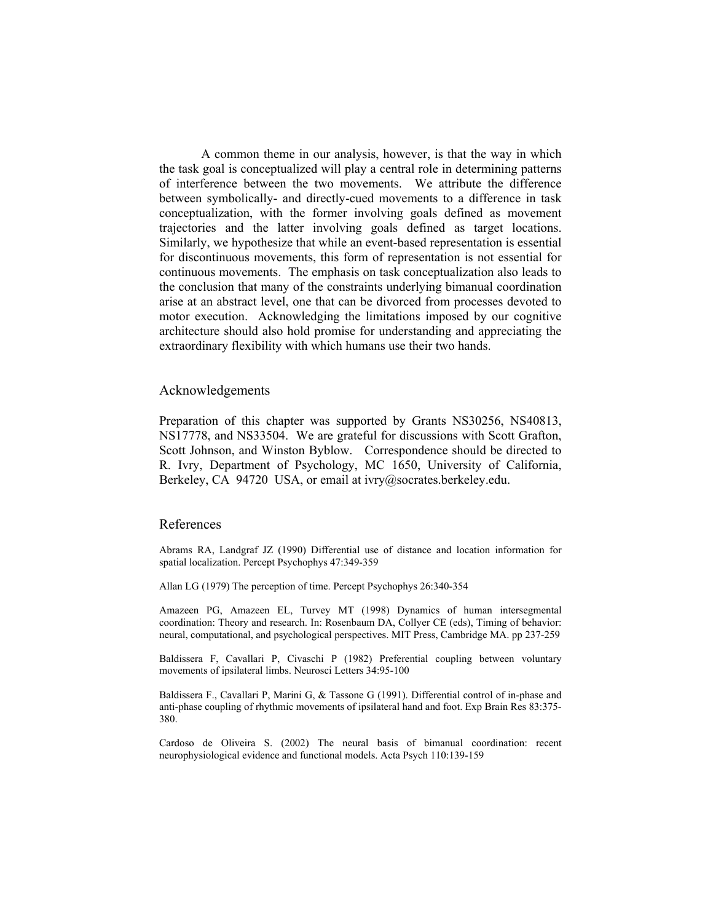A common theme in our analysis, however, is that the way in which the task goal is conceptualized will play a central role in determining patterns of interference between the two movements. We attribute the difference between symbolically- and directly-cued movements to a difference in task conceptualization, with the former involving goals defined as movement trajectories and the latter involving goals defined as target locations. Similarly, we hypothesize that while an event-based representation is essential for discontinuous movements, this form of representation is not essential for continuous movements. The emphasis on task conceptualization also leads to the conclusion that many of the constraints underlying bimanual coordination arise at an abstract level, one that can be divorced from processes devoted to motor execution. Acknowledging the limitations imposed by our cognitive architecture should also hold promise for understanding and appreciating the extraordinary flexibility with which humans use their two hands.

## Acknowledgements

Preparation of this chapter was supported by Grants NS30256, NS40813, NS17778, and NS33504. We are grateful for discussions with Scott Grafton, Scott Johnson, and Winston Byblow. Correspondence should be directed to R. Ivry, Department of Psychology, MC 1650, University of California, Berkeley, CA 94720 USA, or email at ivry@socrates.berkeley.edu.

## References

Abrams RA, Landgraf JZ (1990) Differential use of distance and location information for spatial localization. Percept Psychophys 47:349-359

Allan LG (1979) The perception of time. Percept Psychophys 26:340-354

Amazeen PG, Amazeen EL, Turvey MT (1998) Dynamics of human intersegmental coordination: Theory and research. In: Rosenbaum DA, Collyer CE (eds), Timing of behavior: neural, computational, and psychological perspectives. MIT Press, Cambridge MA. pp 237-259

Baldissera F, Cavallari P, Civaschi P (1982) Preferential coupling between voluntary movements of ipsilateral limbs. Neurosci Letters 34:95-100

Baldissera F., Cavallari P, Marini G, & Tassone G (1991). Differential control of in-phase and anti-phase coupling of rhythmic movements of ipsilateral hand and foot. Exp Brain Res 83:375-380.

Cardoso de Oliveira S. (2002) The neural basis of bimanual coordination: recent neurophysiological evidence and functional models. Acta Psych 110:139-159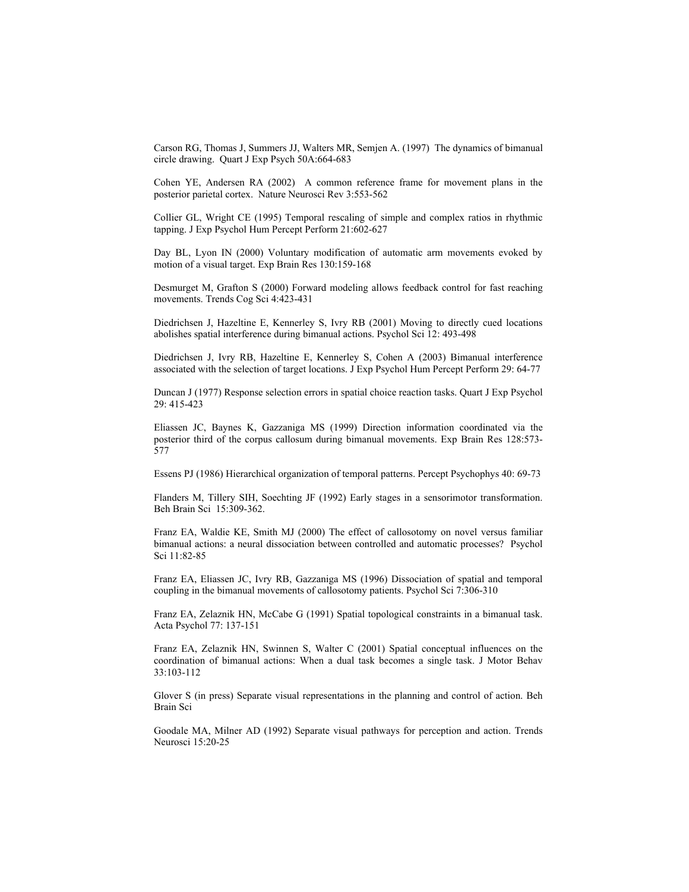Carson RG, Thomas J, Summers JJ, Walters MR, Semjen A. (1997) The dynamics of bimanual circle drawing. Quart J Exp Psych 50A:664-683

Cohen YE, Andersen RA (2002) A common reference frame for movement plans in the posterior parietal cortex. Nature Neurosci Rev 3:553-562

Collier GL, Wright CE (1995) Temporal rescaling of simple and complex ratios in rhythmic tapping. J Exp Psychol Hum Percept Perform 21:602-627

Day BL, Lyon IN (2000) Voluntary modification of automatic arm movements evoked by motion of a visual target. Exp Brain Res 130:159-168

Desmurget M, Grafton S (2000) Forward modeling allows feedback control for fast reaching movements. Trends Cog Sci 4:423-431

Diedrichsen J, Hazeltine E, Kennerley S, Ivry RB (2001) Moving to directly cued locations abolishes spatial interference during bimanual actions. Psychol Sci 12: 493-498

Diedrichsen J, Ivry RB, Hazeltine E, Kennerley S, Cohen A (2003) Bimanual interference associated with the selection of target locations. J Exp Psychol Hum Percept Perform 29: 64-77

Duncan J (1977) Response selection errors in spatial choice reaction tasks. Quart J Exp Psychol 29: 415-423

Eliassen JC, Baynes K, Gazzaniga MS (1999) Direction information coordinated via the posterior third of the corpus callosum during bimanual movements. Exp Brain Res 128:573-577

Essens PJ (1986) Hierarchical organization of temporal patterns. Percept Psychophys 40: 69-73

Flanders M, Tillery SIH, Soechting JF (1992) Early stages in a sensorimotor transformation. Beh Brain Sci 15:309-362.

Franz EA, Waldie KE, Smith MJ (2000) The effect of callosotomy on novel versus familiar bimanual actions: a neural dissociation between controlled and automatic processes? Psychol Sci 11:82-85

Franz EA, Eliassen JC, Ivry RB, Gazzaniga MS (1996) Dissociation of spatial and temporal coupling in the bimanual movements of callosotomy patients. Psychol Sci 7:306-310

Franz EA, Zelaznik HN, McCabe G (1991) Spatial topological constraints in a bimanual task. Acta Psychol 77: 137-151

Franz EA, Zelaznik HN, Swinnen S, Walter C (2001) Spatial conceptual influences on the coordination of bimanual actions: When a dual task becomes a single task. J Motor Behav 33:103-112

Glover S (in press) Separate visual representations in the planning and control of action. Beh Brain Sci

Goodale MA, Milner AD (1992) Separate visual pathways for perception and action. Trends Neurosci 15:20-25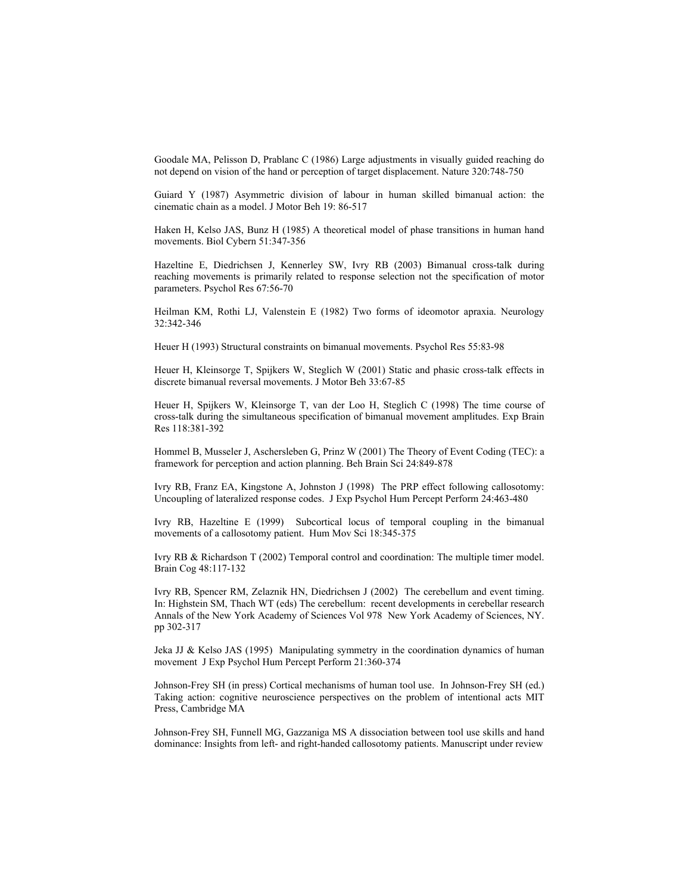Goodale MA, Pelisson D, Prablanc C (1986) Large adjustments in visually guided reaching do not depend on vision of the hand or perception of target displacement. Nature 320:748-750

Guiard Y (1987) Asymmetric division of labour in human skilled bimanual action: the cinematic chain as a model. J Motor Beh 19: 86-517

Haken H, Kelso JAS, Bunz H (1985) A theoretical model of phase transitions in human hand movements. Biol Cybern 51:347-356

Hazeltine E, Diedrichsen J, Kennerley SW, Ivry RB (2003) Bimanual cross-talk during reaching movements is primarily related to response selection not the specification of motor parameters. Psychol Res 67:56-70

Heilman KM, Rothi LJ, Valenstein E (1982) Two forms of ideomotor apraxia. Neurology 32:342-346

Heuer H (1993) Structural constraints on bimanual movements. Psychol Res 55:83-98

Heuer H, Kleinsorge T, Spijkers W, Steglich W (2001) Static and phasic cross-talk effects in discrete bimanual reversal movements. J Motor Beh 33:67-85

Heuer H, Spijkers W, Kleinsorge T, van der Loo H, Steglich C (1998) The time course of cross-talk during the simultaneous specification of bimanual movement amplitudes. Exp Brain Res 118:381-392

Hommel B, Musseler J, Aschersleben G, Prinz W (2001) The Theory of Event Coding (TEC): a framework for perception and action planning. Beh Brain Sci 24:849-878

Ivry RB, Franz EA, Kingstone A, Johnston J (1998) The PRP effect following callosotomy: Uncoupling of lateralized response codes. J Exp Psychol Hum Percept Perform 24:463-480

Ivry RB, Hazeltine E (1999) Subcortical locus of temporal coupling in the bimanual movements of a callosotomy patient. Hum Mov Sci 18:345-375

Ivry RB & Richardson T (2002) Temporal control and coordination: The multiple timer model. Brain Cog 48:117-132

Ivry RB, Spencer RM, Zelaznik HN, Diedrichsen J (2002) The cerebellum and event timing. In: Highstein SM, Thach WT (eds) The cerebellum: recent developments in cerebellar research Annals of the New York Academy of Sciences Vol 978 New York Academy of Sciences, NY. pp 302-317

Jeka JJ & Kelso JAS (1995) Manipulating symmetry in the coordination dynamics of human movement J Exp Psychol Hum Percept Perform 21:360-374

Johnson-Frey SH (in press) Cortical mechanisms of human tool use. In Johnson-Frey SH (ed.) Taking action: cognitive neuroscience perspectives on the problem of intentional acts MIT Press, Cambridge MA

Johnson-Frey SH, Funnell MG, Gazzaniga MS A dissociation between tool use skills and hand dominance: Insights from left- and right-handed callosotomy patients. Manuscript under review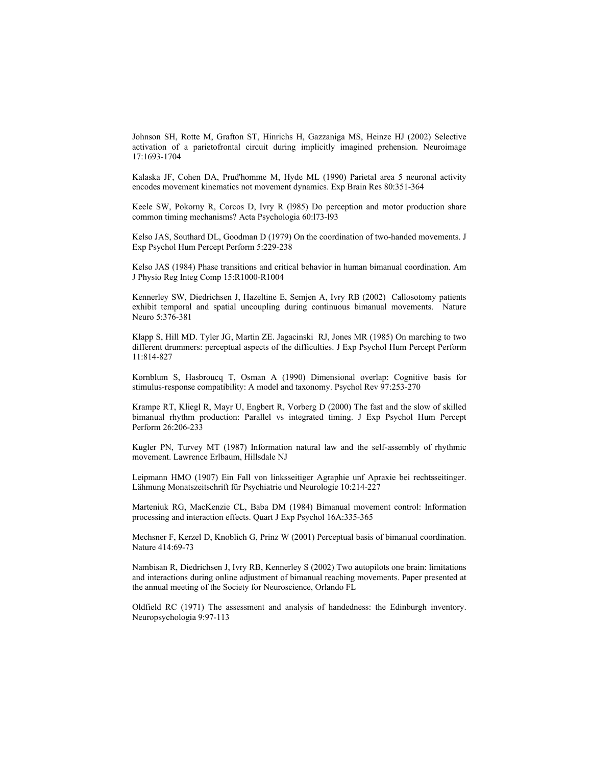Johnson SH, Rotte M, Grafton ST, Hinrichs H, Gazzaniga MS, Heinze HJ (2002) Selective activation of a parietofrontal circuit during implicitly imagined prehension. Neuroimage 17:1693-1704

Kalaska JF, Cohen DA, Prud'homme M, Hyde ML (1990) Parietal area 5 neuronal activity encodes movement kinematics not movement dynamics. Exp Brain Res 80:351-364

Keele SW, Pokorny R, Corcos D, Ivry R (l985) Do perception and motor production share common timing mechanisms? Acta Psychologia 60:l73-l93

Kelso JAS, Southard DL, Goodman D (1979) On the coordination of two-handed movements. J Exp Psychol Hum Percept Perform 5:229-238

Kelso JAS (1984) Phase transitions and critical behavior in human bimanual coordination. Am J Physio Reg Integ Comp 15:R1000-R1004

Kennerley SW, Diedrichsen J, Hazeltine E, Semjen A, Ivry RB (2002) Callosotomy patients exhibit temporal and spatial uncoupling during continuous bimanual movements. Nature Neuro 5:376-381

Klapp S, Hill MD. Tyler JG, Martin ZE. Jagacinski RJ, Jones MR (1985) On marching to two different drummers: perceptual aspects of the difficulties. J Exp Psychol Hum Percept Perform 11:814-827

Kornblum S, Hasbroucq T, Osman A (1990) Dimensional overlap: Cognitive basis for stimulus-response compatibility: A model and taxonomy. Psychol Rev 97:253-270

Krampe RT, Kliegl R, Mayr U, Engbert R, Vorberg D (2000) The fast and the slow of skilled bimanual rhythm production: Parallel vs integrated timing. J Exp Psychol Hum Percept Perform 26:206-233

Kugler PN, Turvey MT (1987) Information natural law and the self-assembly of rhythmic movement. Lawrence Erlbaum, Hillsdale NJ

Leipmann HMO (1907) Ein Fall von linksseitiger Agraphie unf Apraxie bei rechtsseitinger. Lähmung Monatszeitschrift für Psychiatrie und Neurologie 10:214-227

Marteniuk RG, MacKenzie CL, Baba DM (1984) Bimanual movement control: Information processing and interaction effects. Quart J Exp Psychol 16A:335-365

Mechsner F, Kerzel D, Knoblich G, Prinz W (2001) Perceptual basis of bimanual coordination. Nature 414:69-73

Nambisan R, Diedrichsen J, Ivry RB, Kennerley S (2002) Two autopilots one brain: limitations and interactions during online adjustment of bimanual reaching movements. Paper presented at the annual meeting of the Society for Neuroscience, Orlando FL

Oldfield RC (1971) The assessment and analysis of handedness: the Edinburgh inventory. Neuropsychologia 9:97-113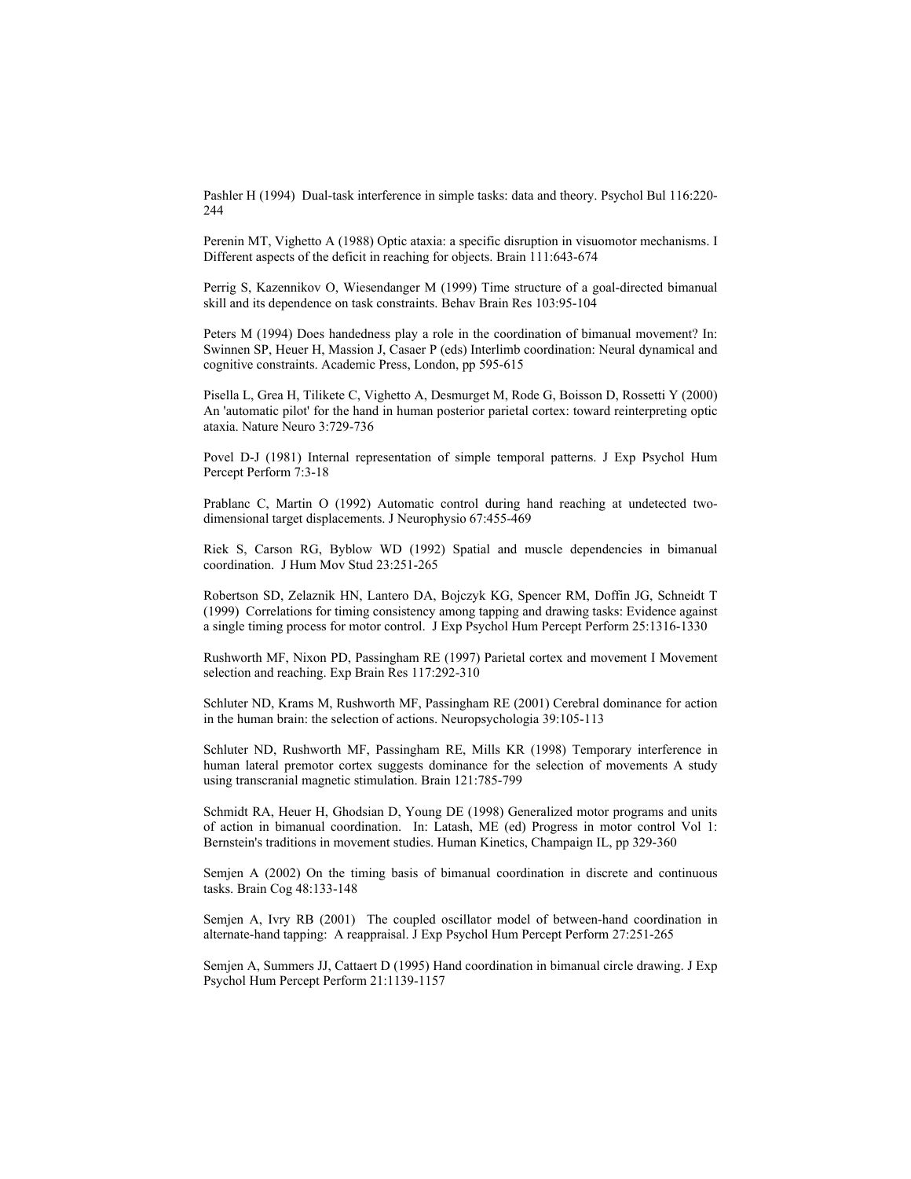Pashler H (1994) Dual-task interference in simple tasks: data and theory. Psychol Bul 116:220-244

Perenin MT, Vighetto A (1988) Optic ataxia: a specific disruption in visuomotor mechanisms. I Different aspects of the deficit in reaching for objects. Brain 111:643-674

Perrig S, Kazennikov O, Wiesendanger M (1999) Time structure of a goal-directed bimanual skill and its dependence on task constraints. Behav Brain Res 103:95-104

Peters M (1994) Does handedness play a role in the coordination of bimanual movement? In: Swinnen SP, Heuer H, Massion J, Casaer P (eds) Interlimb coordination: Neural dynamical and cognitive constraints. Academic Press, London, pp 595-615

Pisella L, Grea H, Tilikete C, Vighetto A, Desmurget M, Rode G, Boisson D, Rossetti Y (2000) An 'automatic pilot' for the hand in human posterior parietal cortex: toward reinterpreting optic ataxia. Nature Neuro 3:729-736

Povel D-J (1981) Internal representation of simple temporal patterns. J Exp Psychol Hum Percept Perform 7:3-18

Prablanc C, Martin O (1992) Automatic control during hand reaching at undetected two-dimensional target displacements. J Neurophysio 67:455-469

Riek S, Carson RG, Byblow WD (1992) Spatial and muscle dependencies in bimanual coordination. J Hum Mov Stud 23:251-265

Robertson SD, Zelaznik HN, Lantero DA, Bojczyk KG, Spencer RM, Doffin JG, Schneidt T (1999) Correlations for timing consistency among tapping and drawing tasks: Evidence against a single timing process for motor control. J Exp Psychol Hum Percept Perform 25:1316-1330

Rushworth MF, Nixon PD, Passingham RE (1997) Parietal cortex and movement I Movement selection and reaching. Exp Brain Res 117:292-310

Schluter ND, Krams M, Rushworth MF, Passingham RE (2001) Cerebral dominance for action in the human brain: the selection of actions. Neuropsychologia 39:105-113

Schluter ND, Rushworth MF, Passingham RE, Mills KR (1998) Temporary interference in human lateral premotor cortex suggests dominance for the selection of movements A study using transcranial magnetic stimulation. Brain 121:785-799

Schmidt RA, Heuer H, Ghodsian D, Young DE (1998) Generalized motor programs and units of action in bimanual coordination. In: Latash, ME (ed) Progress in motor control Vol 1: Bernstein's traditions in movement studies. Human Kinetics, Champaign IL, pp 329-360

Semjen A (2002) On the timing basis of bimanual coordination in discrete and continuous tasks. Brain Cog 48:133-148

Semjen A, Ivry RB (2001) The coupled oscillator model of between-hand coordination in alternate-hand tapping: A reappraisal. J Exp Psychol Hum Percept Perform 27:251-265

Semjen A, Summers JJ, Cattaert D (1995) Hand coordination in bimanual circle drawing. J Exp Psychol Hum Percept Perform 21:1139-1157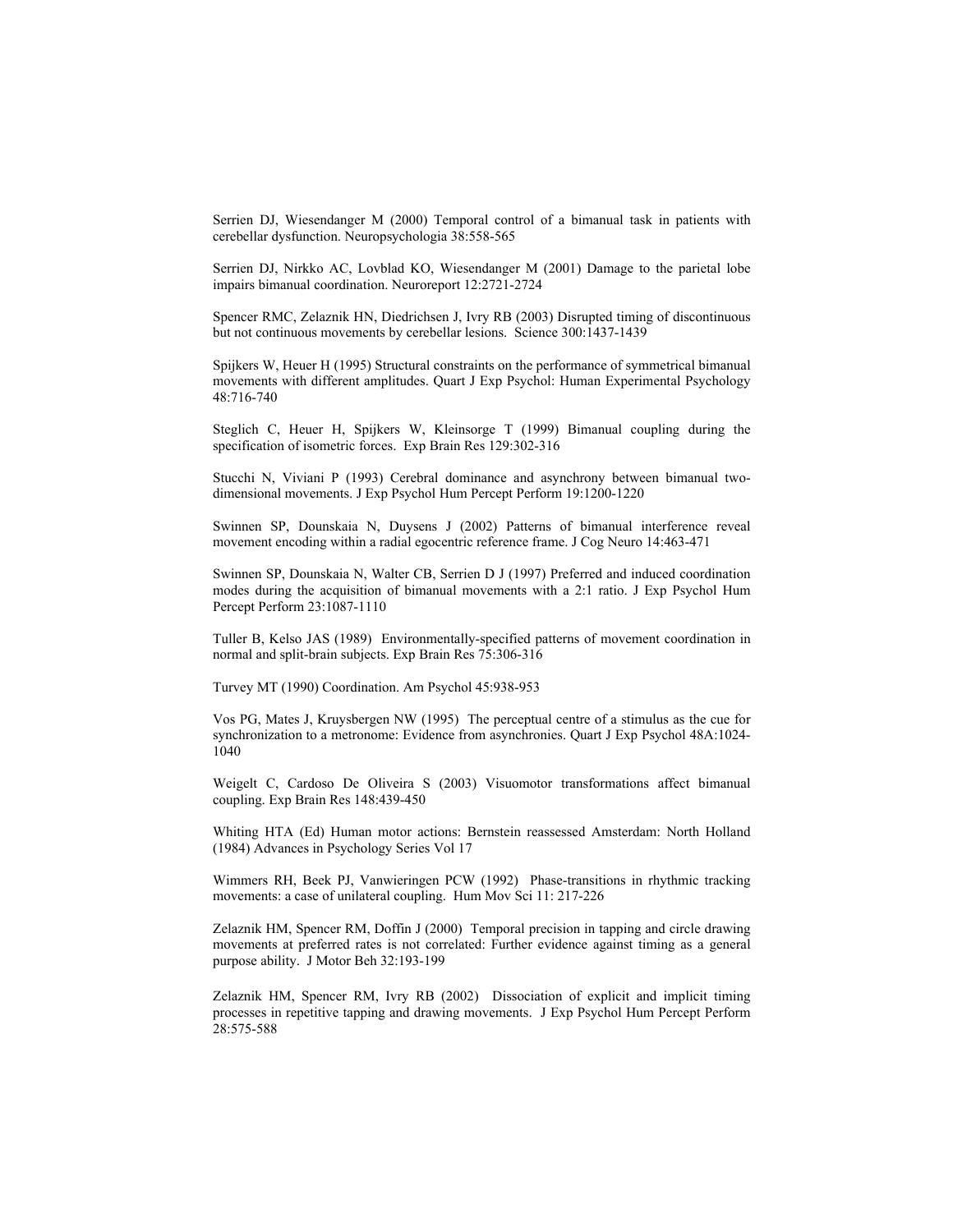Serrien DJ, Wiesendanger M (2000) Temporal control of a bimanual task in patients with cerebellar dysfunction. Neuropsychologia 38:558-565

Serrien DJ, Nirkko AC, Lovblad KO, Wiesendanger M (2001) Damage to the parietal lobe impairs bimanual coordination. Neuroreport 12:2721-2724

Spencer RMC, Zelaznik HN, Diedrichsen J, Ivry RB (2003) Disrupted timing of discontinuous but not continuous movements by cerebellar lesions. Science 300:1437-1439

Spijkers W, Heuer H (1995) Structural constraints on the performance of symmetrical bimanual movements with different amplitudes. Quart J Exp Psychol: Human Experimental Psychology 48:716-740

Steglich C, Heuer H, Spijkers W, Kleinsorge T (1999) Bimanual coupling during the specification of isometric forces. Exp Brain Res 129:302-316

Stucchi N, Viviani P (1993) Cerebral dominance and asynchrony between bimanual two-dimensional movements. J Exp Psychol Hum Percept Perform 19:1200-1220

Swinnen SP, Dounskaia N, Duysens J (2002) Patterns of bimanual interference reveal movement encoding within a radial egocentric reference frame. J Cog Neuro 14:463-471

Swinnen SP, Dounskaia N, Walter CB, Serrien D J (1997) Preferred and induced coordination modes during the acquisition of bimanual movements with a 2:1 ratio. J Exp Psychol Hum Percept Perform 23:1087-1110

Tuller B, Kelso JAS (1989) Environmentally-specified patterns of movement coordination in normal and split-brain subjects. Exp Brain Res 75:306-316

Turvey MT (1990) Coordination. Am Psychol 45:938-953

Vos PG, Mates J, Kruysbergen NW (1995) The perceptual centre of a stimulus as the cue for synchronization to a metronome: Evidence from asynchronies. Quart J Exp Psychol 48A:1024-1040

Weigelt C, Cardoso De Oliveira S (2003) Visuomotor transformations affect bimanual coupling. Exp Brain Res 148:439-450

Whiting HTA (Ed) Human motor actions: Bernstein reassessed Amsterdam: North Holland (1984) Advances in Psychology Series Vol 17

Wimmers RH, Beek PJ, Vanwieringen PCW (1992) Phase-transitions in rhythmic tracking movements: a case of unilateral coupling. Hum Mov Sci 11: 217-226

Zelaznik HM, Spencer RM, Doffin J (2000) Temporal precision in tapping and circle drawing movements at preferred rates is not correlated: Further evidence against timing as a general purpose ability. J Motor Beh 32:193-199

Zelaznik HM, Spencer RM, Ivry RB (2002) Dissociation of explicit and implicit timing processes in repetitive tapping and drawing movements. J Exp Psychol Hum Percept Perform 28:575-588